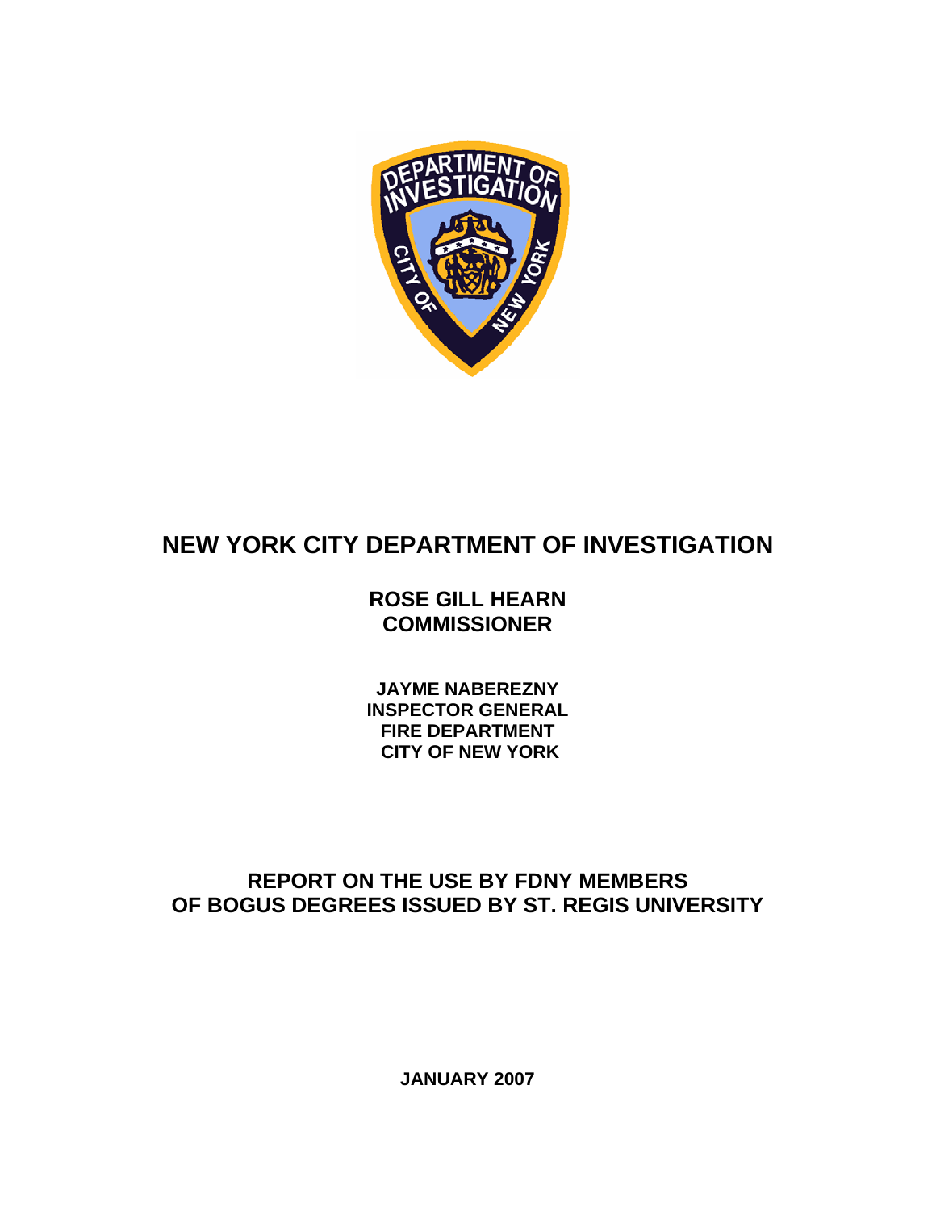# NEW YORK CITY DEPARTMENT OF INVESTIGATION

**ROSE GILL HEARN**
**COMMISSIONER**

**JAYME NABEREZNY**
**INSPECTOR GENERAL**
**FIRE DEPARTMENT**
**CITY OF NEW YORK**

## REPORT ON THE USE BY FDNY MEMBERS OF BOGUS DEGREES ISSUED BY ST. REGIS UNIVERSITY

**JANUARY 2007**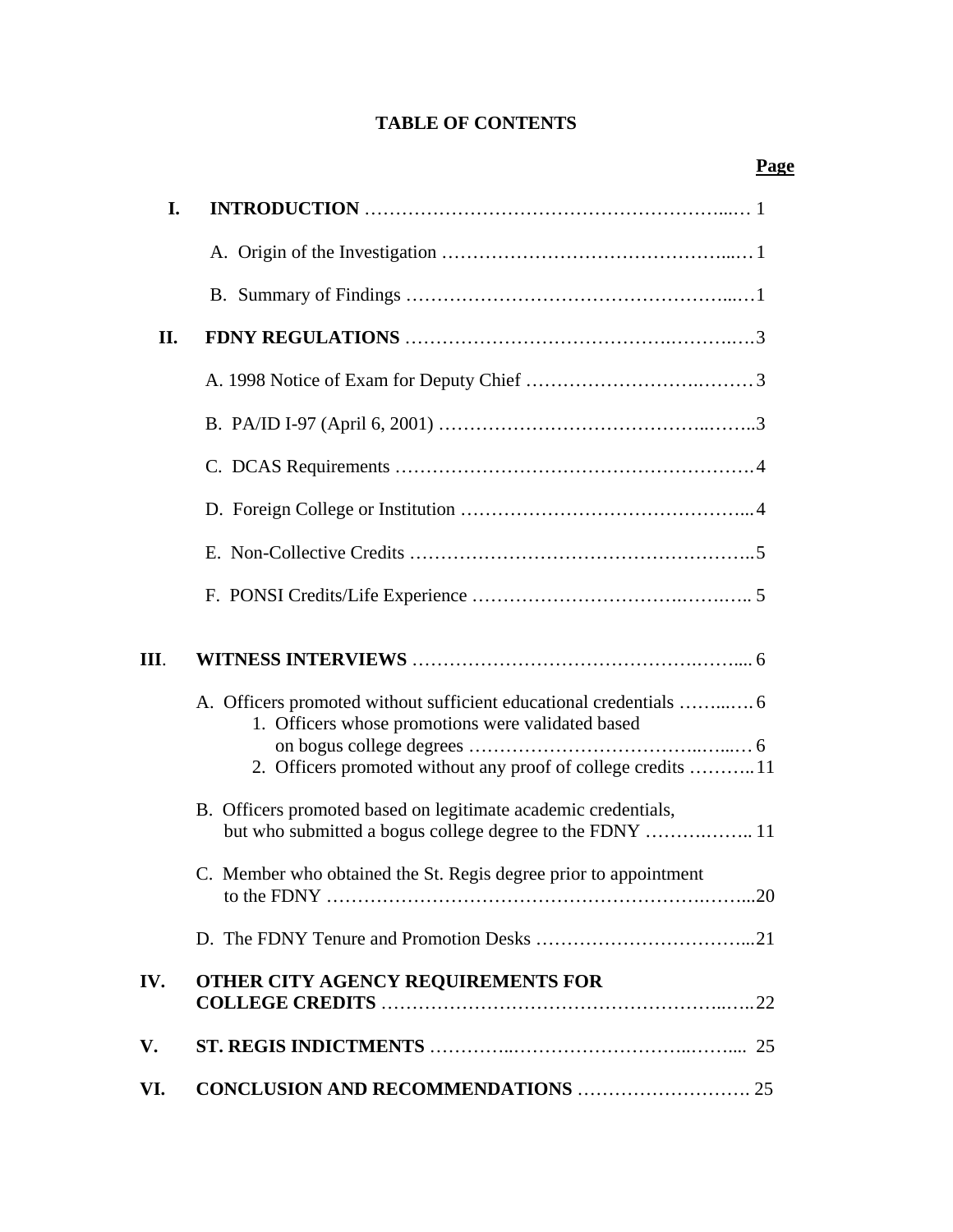# TABLE OF CONTENTS

| | | Page |
|---|---|---|
| **I.** | **INTRODUCTION** | 1 |
| | A. Origin of the Investigation | 1 |
| | B. Summary of Findings | 1 |
| **II.** | **FDNY REGULATIONS** | 3 |
| | A. 1998 Notice of Exam for Deputy Chief | 3 |
| | B. PA/ID I-97 (April 6, 2001) | 3 |
| | C. DCAS Requirements | 4 |
| | D. Foreign College or Institution | 4 |
| | E. Non-Collective Credits | 5 |
| | F. PONSI Credits/Life Experience | 5 |
| **III.** | **WITNESS INTERVIEWS** | 6 |
| | A. Officers promoted without sufficient educational credentials | 6 |
| | 1. Officers whose promotions were validated based on bogus college degrees | 6 |
| | 2. Officers promoted without any proof of college credits | 11 |
| | B. Officers promoted based on legitimate academic credentials, but who submitted a bogus college degree to the FDNY | 11 |
| | C. Member who obtained the St. Regis degree prior to appointment to the FDNY | 20 |
| | D. The FDNY Tenure and Promotion Desks | 21 |
| **IV.** | **OTHER CITY AGENCY REQUIREMENTS FOR COLLEGE CREDITS** | 22 |
| **V.** | **ST. REGIS INDICTMENTS** | 25 |
| **VI.** | **CONCLUSION AND RECOMMENDATIONS** | 25 |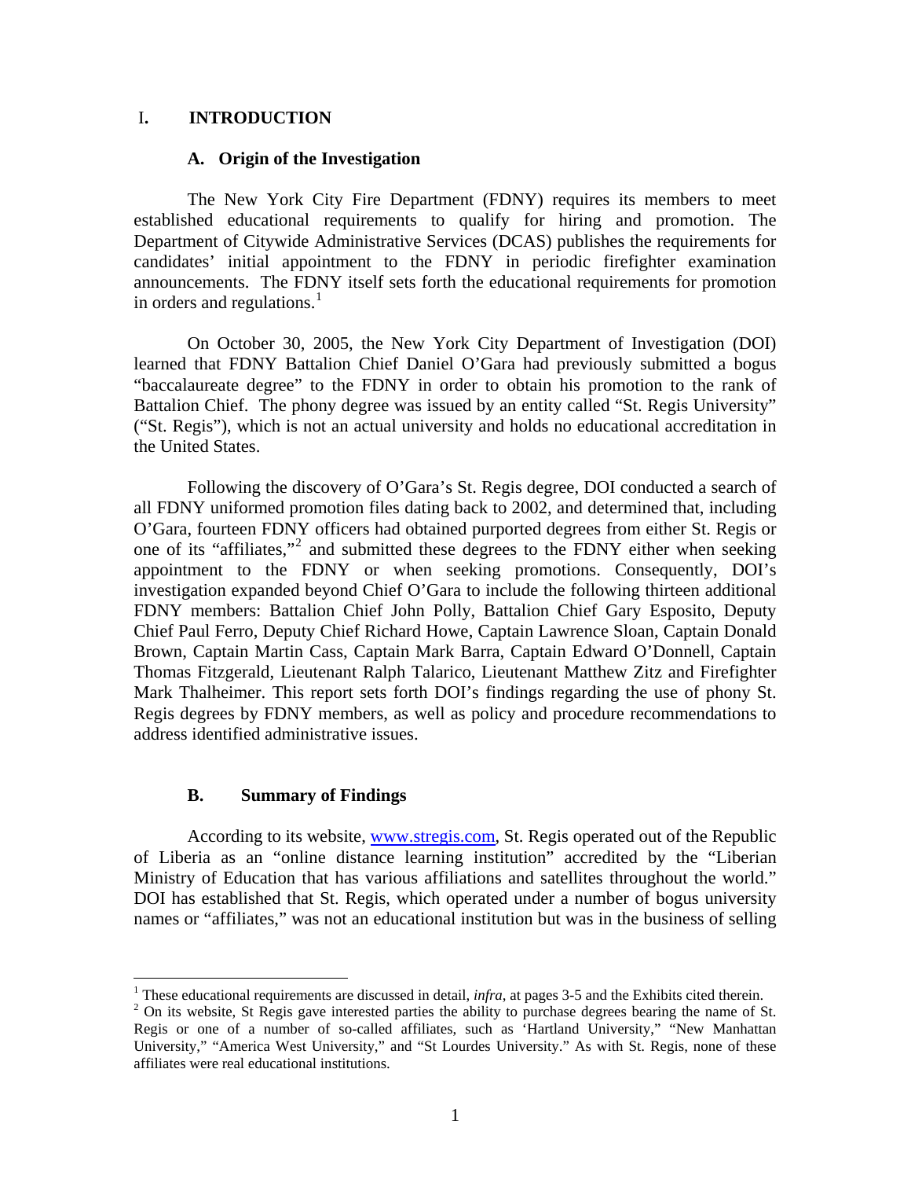# I. INTRODUCTION

## A. Origin of the Investigation

The New York City Fire Department (FDNY) requires its members to meet established educational requirements to qualify for hiring and promotion. The Department of Citywide Administrative Services (DCAS) publishes the requirements for candidates' initial appointment to the FDNY in periodic firefighter examination announcements. The FDNY itself sets forth the educational requirements for promotion in orders and regulations.[1]

On October 30, 2005, the New York City Department of Investigation (DOI) learned that FDNY Battalion Chief Daniel O'Gara had previously submitted a bogus "baccalaureate degree" to the FDNY in order to obtain his promotion to the rank of Battalion Chief. The phony degree was issued by an entity called "St. Regis University" ("St. Regis"), which is not an actual university and holds no educational accreditation in the United States.

Following the discovery of O'Gara's St. Regis degree, DOI conducted a search of all FDNY uniformed promotion files dating back to 2002, and determined that, including O'Gara, fourteen FDNY officers had obtained purported degrees from either St. Regis or one of its "affiliates,"[2] and submitted these degrees to the FDNY either when seeking appointment to the FDNY or when seeking promotions. Consequently, DOI's investigation expanded beyond Chief O'Gara to include the following thirteen additional FDNY members: Battalion Chief John Polly, Battalion Chief Gary Esposito, Deputy Chief Paul Ferro, Deputy Chief Richard Howe, Captain Lawrence Sloan, Captain Donald Brown, Captain Martin Cass, Captain Mark Barra, Captain Edward O'Donnell, Captain Thomas Fitzgerald, Lieutenant Ralph Talarico, Lieutenant Matthew Zitz and Firefighter Mark Thalheimer. This report sets forth DOI's findings regarding the use of phony St. Regis degrees by FDNY members, as well as policy and procedure recommendations to address identified administrative issues.

## B. Summary of Findings

According to its website, www.stregis.com, St. Regis operated out of the Republic of Liberia as an "online distance learning institution" accredited by the "Liberian Ministry of Education that has various affiliations and satellites throughout the world." DOI has established that St. Regis, which operated under a number of bogus university names or "affiliates," was not an educational institution but was in the business of selling

---

[1] These educational requirements are discussed in detail, *infra*, at pages 3-5 and the Exhibits cited therein.

[2] On its website, St Regis gave interested parties the ability to purchase degrees bearing the name of St. Regis or one of a number of so-called affiliates, such as 'Hartland University," "New Manhattan University," "America West University," and "St Lourdes University." As with St. Regis, none of these affiliates were real educational institutions.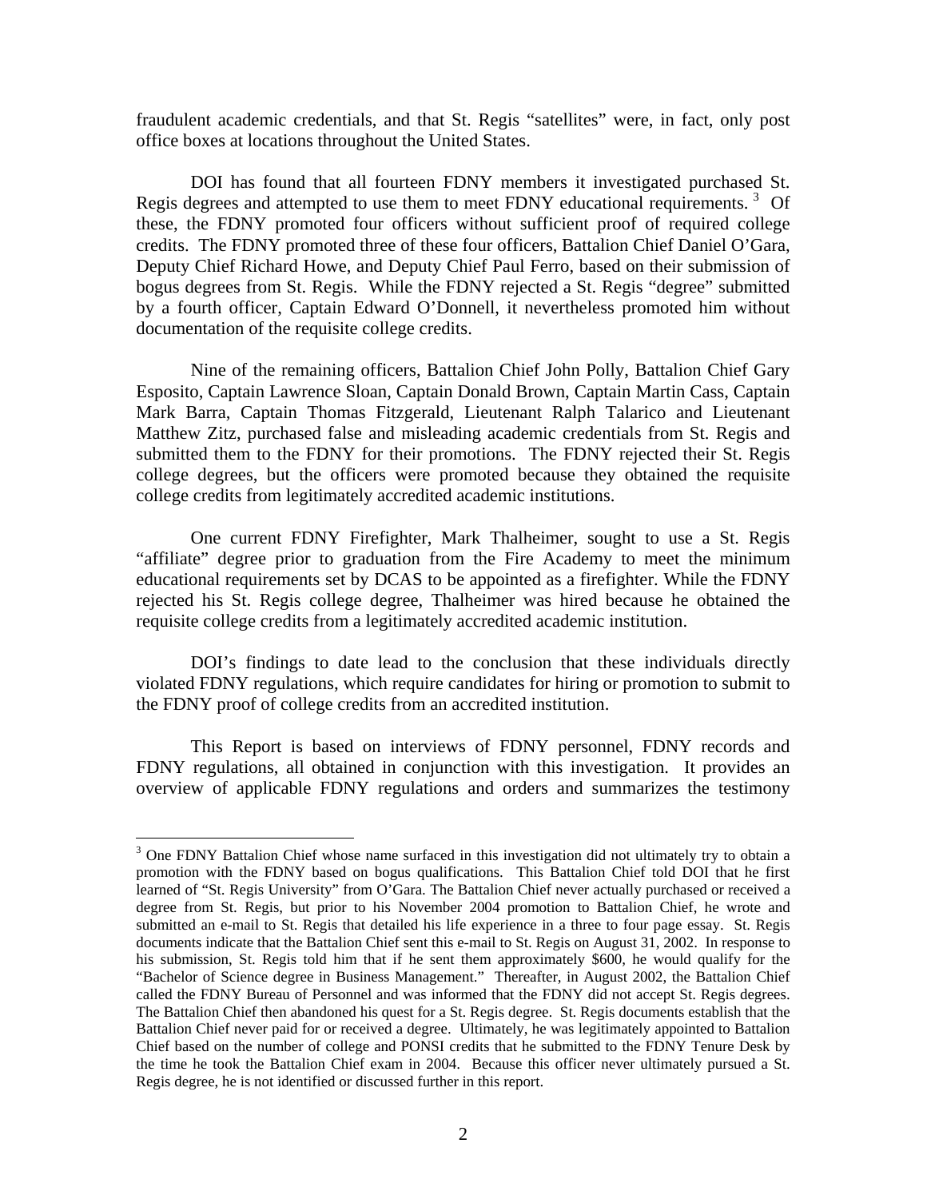fraudulent academic credentials, and that St. Regis "satellites" were, in fact, only post office boxes at locations throughout the United States.

DOI has found that all fourteen FDNY members it investigated purchased St. Regis degrees and attempted to use them to meet FDNY educational requirements. [3] Of these, the FDNY promoted four officers without sufficient proof of required college credits. The FDNY promoted three of these four officers, Battalion Chief Daniel O'Gara, Deputy Chief Richard Howe, and Deputy Chief Paul Ferro, based on their submission of bogus degrees from St. Regis. While the FDNY rejected a St. Regis "degree" submitted by a fourth officer, Captain Edward O'Donnell, it nevertheless promoted him without documentation of the requisite college credits.

Nine of the remaining officers, Battalion Chief John Polly, Battalion Chief Gary Esposito, Captain Lawrence Sloan, Captain Donald Brown, Captain Martin Cass, Captain Mark Barra, Captain Thomas Fitzgerald, Lieutenant Ralph Talarico and Lieutenant Matthew Zitz, purchased false and misleading academic credentials from St. Regis and submitted them to the FDNY for their promotions. The FDNY rejected their St. Regis college degrees, but the officers were promoted because they obtained the requisite college credits from legitimately accredited academic institutions.

One current FDNY Firefighter, Mark Thalheimer, sought to use a St. Regis "affiliate" degree prior to graduation from the Fire Academy to meet the minimum educational requirements set by DCAS to be appointed as a firefighter. While the FDNY rejected his St. Regis college degree, Thalheimer was hired because he obtained the requisite college credits from a legitimately accredited academic institution.

DOI's findings to date lead to the conclusion that these individuals directly violated FDNY regulations, which require candidates for hiring or promotion to submit to the FDNY proof of college credits from an accredited institution.

This Report is based on interviews of FDNY personnel, FDNY records and FDNY regulations, all obtained in conjunction with this investigation. It provides an overview of applicable FDNY regulations and orders and summarizes the testimony

---

[3] One FDNY Battalion Chief whose name surfaced in this investigation did not ultimately try to obtain a promotion with the FDNY based on bogus qualifications. This Battalion Chief told DOI that he first learned of "St. Regis University" from O'Gara. The Battalion Chief never actually purchased or received a degree from St. Regis, but prior to his November 2004 promotion to Battalion Chief, he wrote and submitted an e-mail to St. Regis that detailed his life experience in a three to four page essay. St. Regis documents indicate that the Battalion Chief sent this e-mail to St. Regis on August 31, 2002. In response to his submission, St. Regis told him that if he sent them approximately $600, he would qualify for the "Bachelor of Science degree in Business Management." Thereafter, in August 2002, the Battalion Chief called the FDNY Bureau of Personnel and was informed that the FDNY did not accept St. Regis degrees. The Battalion Chief then abandoned his quest for a St. Regis degree. St. Regis documents establish that the Battalion Chief never paid for or received a degree. Ultimately, he was legitimately appointed to Battalion Chief based on the number of college and PONSI credits that he submitted to the FDNY Tenure Desk by the time he took the Battalion Chief exam in 2004. Because this officer never ultimately pursued a St. Regis degree, he is not identified or discussed further in this report.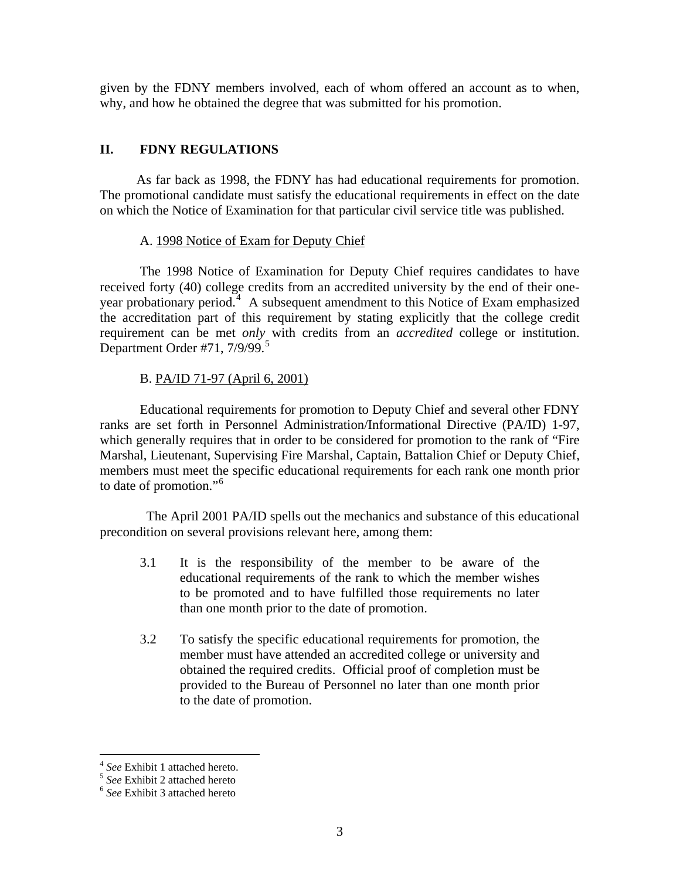given by the FDNY members involved, each of whom offered an account as to when, why, and how he obtained the degree that was submitted for his promotion.

## II. FDNY REGULATIONS

As far back as 1998, the FDNY has had educational requirements for promotion. The promotional candidate must satisfy the educational requirements in effect on the date on which the Notice of Examination for that particular civil service title was published.

### A. 1998 Notice of Exam for Deputy Chief

The 1998 Notice of Examination for Deputy Chief requires candidates to have received forty (40) college credits from an accredited university by the end of their one-year probationary period.[4] A subsequent amendment to this Notice of Exam emphasized the accreditation part of this requirement by stating explicitly that the college credit requirement can be met *only* with credits from an *accredited* college or institution. Department Order #71, 7/9/99.[5]

### B. PA/ID 71-97 (April 6, 2001)

Educational requirements for promotion to Deputy Chief and several other FDNY ranks are set forth in Personnel Administration/Informational Directive (PA/ID) 1-97, which generally requires that in order to be considered for promotion to the rank of "Fire Marshal, Lieutenant, Supervising Fire Marshal, Captain, Battalion Chief or Deputy Chief, members must meet the specific educational requirements for each rank one month prior to date of promotion."[6]

The April 2001 PA/ID spells out the mechanics and substance of this educational precondition on several provisions relevant here, among them:

> 3.1 It is the responsibility of the member to be aware of the educational requirements of the rank to which the member wishes to be promoted and to have fulfilled those requirements no later than one month prior to the date of promotion.
>
> 3.2 To satisfy the specific educational requirements for promotion, the member must have attended an accredited college or university and obtained the required credits. Official proof of completion must be provided to the Bureau of Personnel no later than one month prior to the date of promotion.

---

[4] *See* Exhibit 1 attached hereto.

[5] *See* Exhibit 2 attached hereto

[6] *See* Exhibit 3 attached hereto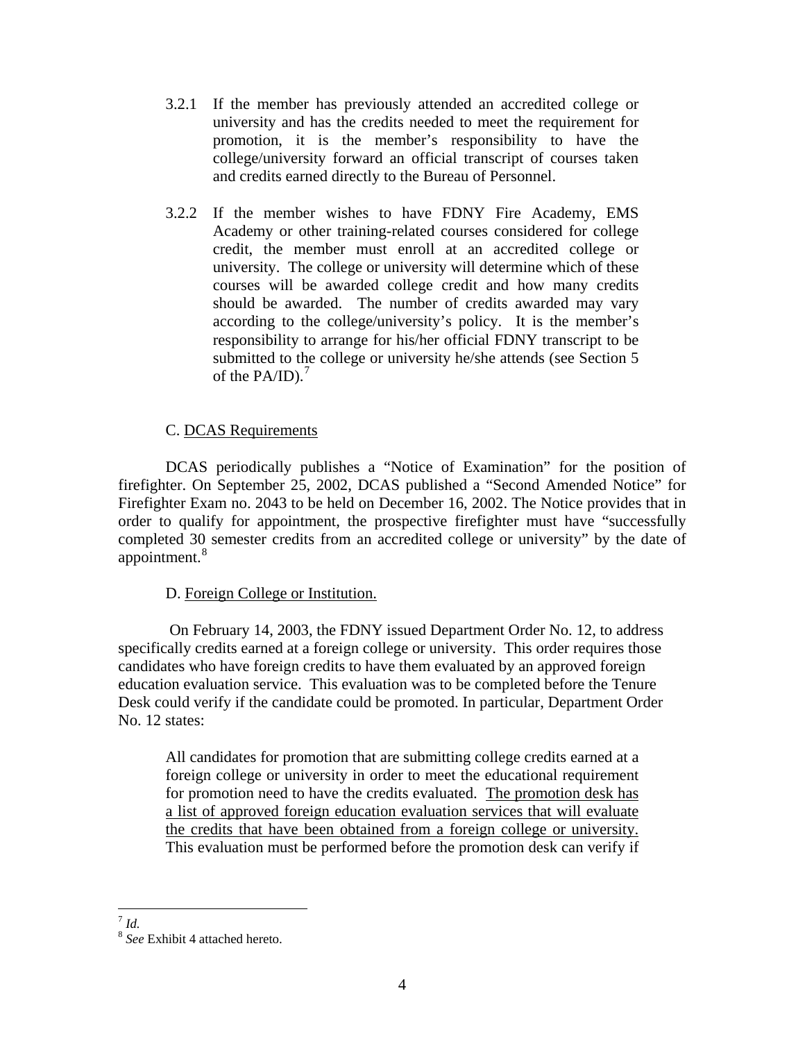3.2.1 If the member has previously attended an accredited college or university and has the credits needed to meet the requirement for promotion, it is the member's responsibility to have the college/university forward an official transcript of courses taken and credits earned directly to the Bureau of Personnel.

3.2.2 If the member wishes to have FDNY Fire Academy, EMS Academy or other training-related courses considered for college credit, the member must enroll at an accredited college or university. The college or university will determine which of these courses will be awarded college credit and how many credits should be awarded. The number of credits awarded may vary according to the college/university's policy. It is the member's responsibility to arrange for his/her official FDNY transcript to be submitted to the college or university he/she attends (see Section 5 of the PA/ID).[7]

C. <u>DCAS Requirements</u>

DCAS periodically publishes a "Notice of Examination" for the position of firefighter. On September 25, 2002, DCAS published a "Second Amended Notice" for Firefighter Exam no. 2043 to be held on December 16, 2002. The Notice provides that in order to qualify for appointment, the prospective firefighter must have "successfully completed 30 semester credits from an accredited college or university" by the date of appointment.[8]

D. <u>Foreign College or Institution.</u>

On February 14, 2003, the FDNY issued Department Order No. 12, to address specifically credits earned at a foreign college or university. This order requires those candidates who have foreign credits to have them evaluated by an approved foreign education evaluation service. This evaluation was to be completed before the Tenure Desk could verify if the candidate could be promoted. In particular, Department Order No. 12 states:

> All candidates for promotion that are submitting college credits earned at a foreign college or university in order to meet the educational requirement for promotion need to have the credits evaluated. <u>The promotion desk has a list of approved foreign education evaluation services that will evaluate the credits that have been obtained from a foreign college or university.</u> This evaluation must be performed before the promotion desk can verify if

---

[7] *Id.*

[8] *See* Exhibit 4 attached hereto.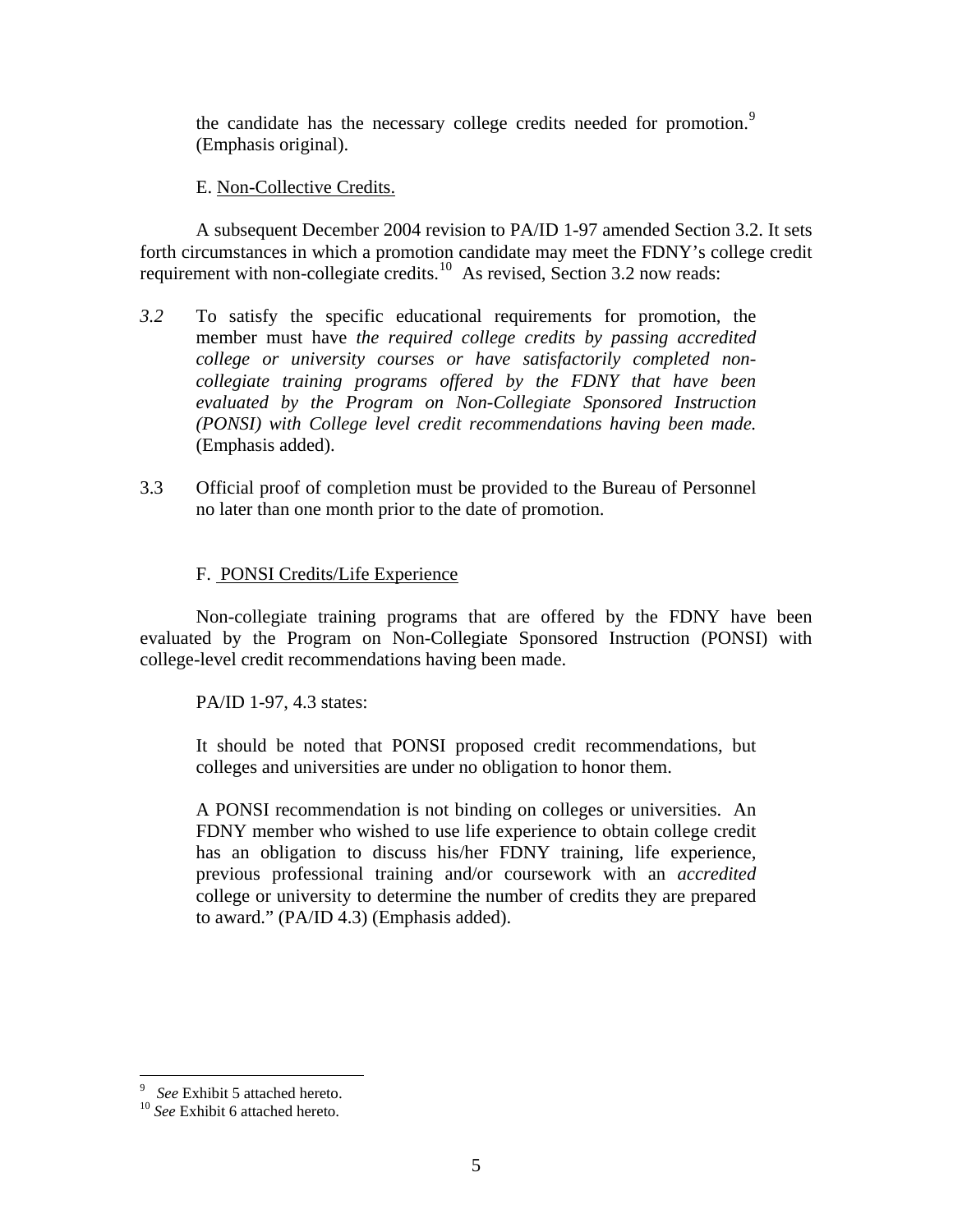the candidate has the necessary college credits needed for promotion.[9] (Emphasis original).

E. Non-Collective Credits.

A subsequent December 2004 revision to PA/ID 1-97 amended Section 3.2. It sets forth circumstances in which a promotion candidate may meet the FDNY's college credit requirement with non-collegiate credits.[10] As revised, Section 3.2 now reads:

*3.2* To satisfy the specific educational requirements for promotion, the member must have *the required college credits by passing accredited college or university courses or have satisfactorily completed non-collegiate training programs offered by the FDNY that have been evaluated by the Program on Non-Collegiate Sponsored Instruction (PONSI) with College level credit recommendations having been made.* (Emphasis added).

3.3 Official proof of completion must be provided to the Bureau of Personnel no later than one month prior to the date of promotion.

F. PONSI Credits/Life Experience

Non-collegiate training programs that are offered by the FDNY have been evaluated by the Program on Non-Collegiate Sponsored Instruction (PONSI) with college-level credit recommendations having been made.

PA/ID 1-97, 4.3 states:

It should be noted that PONSI proposed credit recommendations, but colleges and universities are under no obligation to honor them.

A PONSI recommendation is not binding on colleges or universities. An FDNY member who wished to use life experience to obtain college credit has an obligation to discuss his/her FDNY training, life experience, previous professional training and/or coursework with an *accredited* college or university to determine the number of credits they are prepared to award." (PA/ID 4.3) (Emphasis added).

---

[9] *See* Exhibit 5 attached hereto.

[10] *See* Exhibit 6 attached hereto.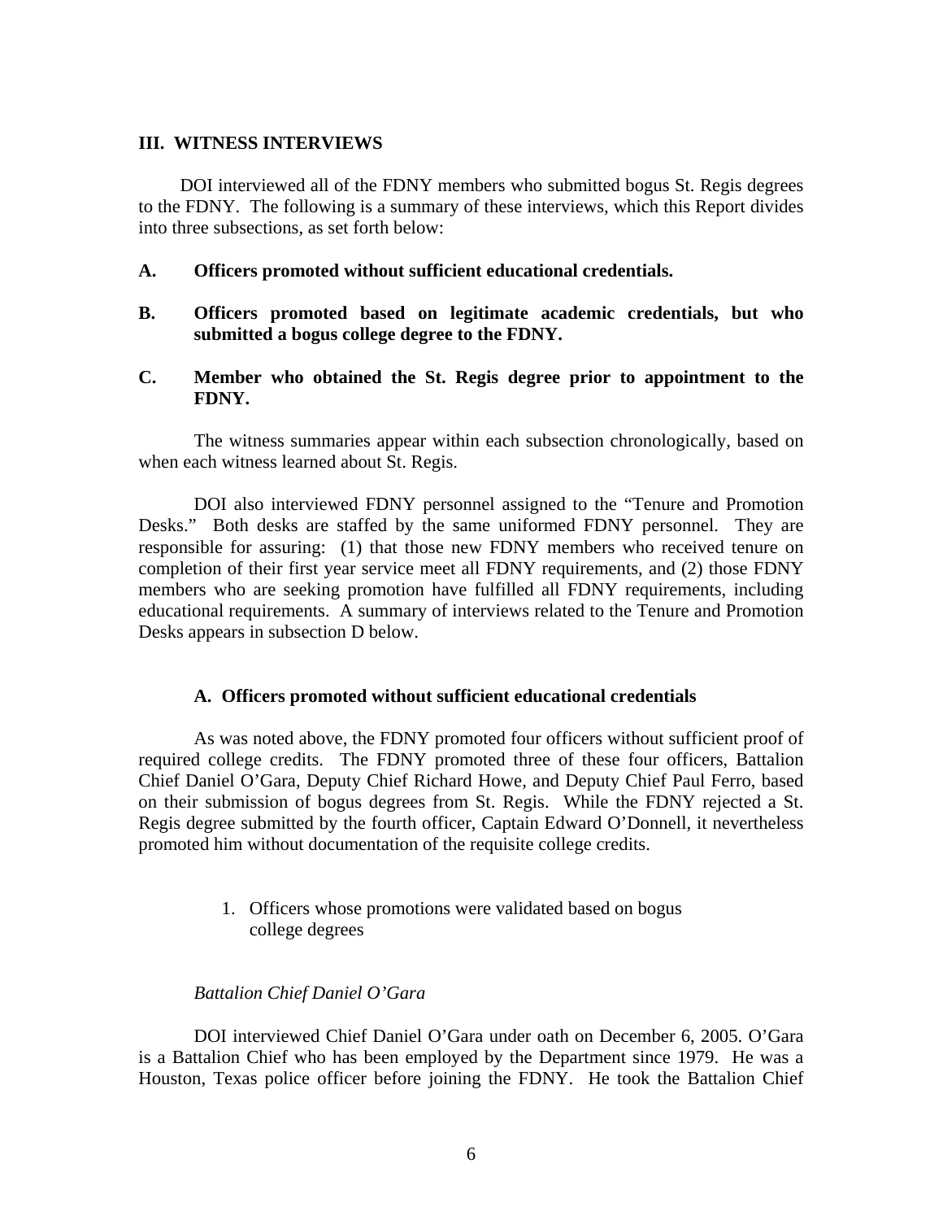## III. WITNESS INTERVIEWS

DOI interviewed all of the FDNY members who submitted bogus St. Regis degrees to the FDNY. The following is a summary of these interviews, which this Report divides into three subsections, as set forth below:

**A. Officers promoted without sufficient educational credentials.**

**B. Officers promoted based on legitimate academic credentials, but who submitted a bogus college degree to the FDNY.**

**C. Member who obtained the St. Regis degree prior to appointment to the FDNY.**

The witness summaries appear within each subsection chronologically, based on when each witness learned about St. Regis.

DOI also interviewed FDNY personnel assigned to the "Tenure and Promotion Desks." Both desks are staffed by the same uniformed FDNY personnel. They are responsible for assuring: (1) that those new FDNY members who received tenure on completion of their first year service meet all FDNY requirements, and (2) those FDNY members who are seeking promotion have fulfilled all FDNY requirements, including educational requirements. A summary of interviews related to the Tenure and Promotion Desks appears in subsection D below.

### A. Officers promoted without sufficient educational credentials

As was noted above, the FDNY promoted four officers without sufficient proof of required college credits. The FDNY promoted three of these four officers, Battalion Chief Daniel O'Gara, Deputy Chief Richard Howe, and Deputy Chief Paul Ferro, based on their submission of bogus degrees from St. Regis. While the FDNY rejected a St. Regis degree submitted by the fourth officer, Captain Edward O'Donnell, it nevertheless promoted him without documentation of the requisite college credits.

1. Officers whose promotions were validated based on bogus college degrees

*Battalion Chief Daniel O'Gara*

DOI interviewed Chief Daniel O'Gara under oath on December 6, 2005. O'Gara is a Battalion Chief who has been employed by the Department since 1979. He was a Houston, Texas police officer before joining the FDNY. He took the Battalion Chief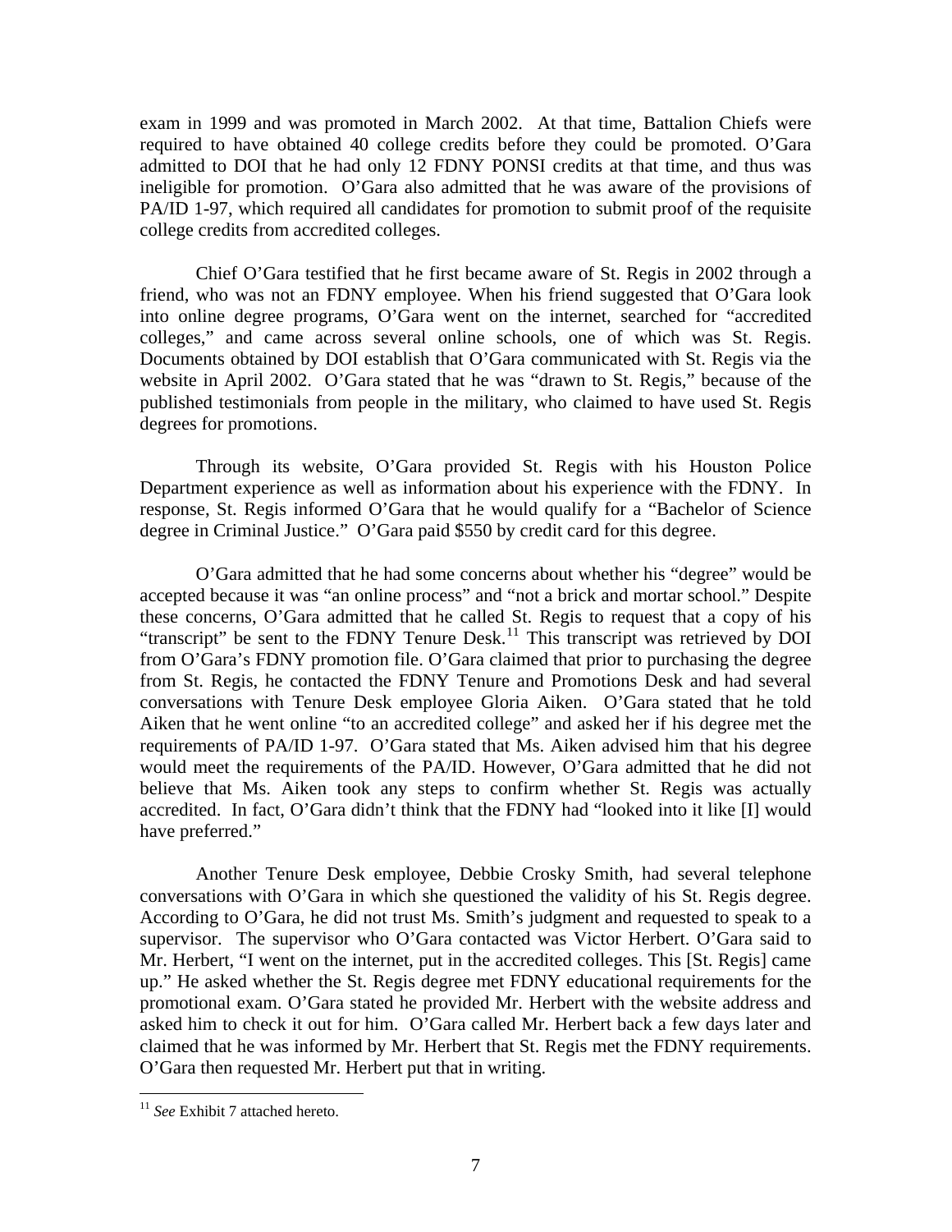exam in 1999 and was promoted in March 2002. At that time, Battalion Chiefs were required to have obtained 40 college credits before they could be promoted. O'Gara admitted to DOI that he had only 12 FDNY PONSI credits at that time, and thus was ineligible for promotion. O'Gara also admitted that he was aware of the provisions of PA/ID 1-97, which required all candidates for promotion to submit proof of the requisite college credits from accredited colleges.

Chief O'Gara testified that he first became aware of St. Regis in 2002 through a friend, who was not an FDNY employee. When his friend suggested that O'Gara look into online degree programs, O'Gara went on the internet, searched for "accredited colleges," and came across several online schools, one of which was St. Regis. Documents obtained by DOI establish that O'Gara communicated with St. Regis via the website in April 2002. O'Gara stated that he was "drawn to St. Regis," because of the published testimonials from people in the military, who claimed to have used St. Regis degrees for promotions.

Through its website, O'Gara provided St. Regis with his Houston Police Department experience as well as information about his experience with the FDNY. In response, St. Regis informed O'Gara that he would qualify for a "Bachelor of Science degree in Criminal Justice." O'Gara paid $550 by credit card for this degree.

O'Gara admitted that he had some concerns about whether his "degree" would be accepted because it was "an online process" and "not a brick and mortar school." Despite these concerns, O'Gara admitted that he called St. Regis to request that a copy of his "transcript" be sent to the FDNY Tenure Desk.[11] This transcript was retrieved by DOI from O'Gara's FDNY promotion file. O'Gara claimed that prior to purchasing the degree from St. Regis, he contacted the FDNY Tenure and Promotions Desk and had several conversations with Tenure Desk employee Gloria Aiken. O'Gara stated that he told Aiken that he went online "to an accredited college" and asked her if his degree met the requirements of PA/ID 1-97. O'Gara stated that Ms. Aiken advised him that his degree would meet the requirements of the PA/ID. However, O'Gara admitted that he did not believe that Ms. Aiken took any steps to confirm whether St. Regis was actually accredited. In fact, O'Gara didn't think that the FDNY had "looked into it like [I] would have preferred."

Another Tenure Desk employee, Debbie Crosky Smith, had several telephone conversations with O'Gara in which she questioned the validity of his St. Regis degree. According to O'Gara, he did not trust Ms. Smith's judgment and requested to speak to a supervisor. The supervisor who O'Gara contacted was Victor Herbert. O'Gara said to Mr. Herbert, "I went on the internet, put in the accredited colleges. This [St. Regis] came up." He asked whether the St. Regis degree met FDNY educational requirements for the promotional exam. O'Gara stated he provided Mr. Herbert with the website address and asked him to check it out for him. O'Gara called Mr. Herbert back a few days later and claimed that he was informed by Mr. Herbert that St. Regis met the FDNY requirements. O'Gara then requested Mr. Herbert put that in writing.

---

[11] *See* Exhibit 7 attached hereto.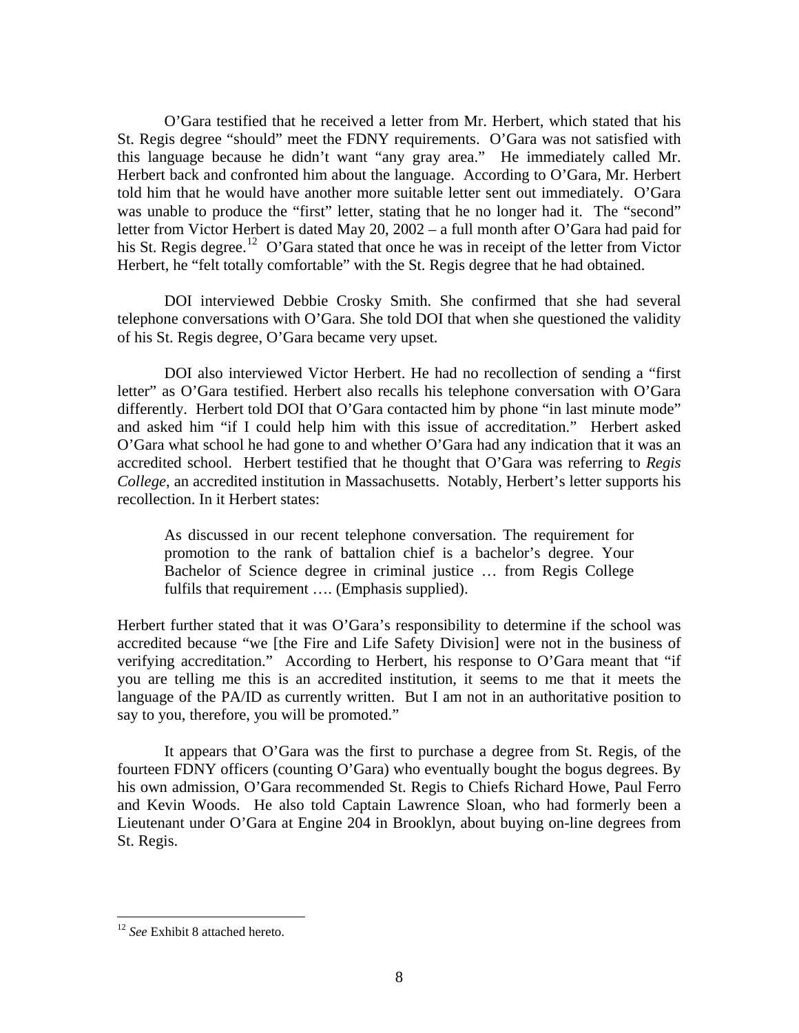O'Gara testified that he received a letter from Mr. Herbert, which stated that his St. Regis degree "should" meet the FDNY requirements. O'Gara was not satisfied with this language because he didn't want "any gray area." He immediately called Mr. Herbert back and confronted him about the language. According to O'Gara, Mr. Herbert told him that he would have another more suitable letter sent out immediately. O'Gara was unable to produce the "first" letter, stating that he no longer had it. The "second" letter from Victor Herbert is dated May 20, 2002 – a full month after O'Gara had paid for his St. Regis degree.[12] O'Gara stated that once he was in receipt of the letter from Victor Herbert, he "felt totally comfortable" with the St. Regis degree that he had obtained.

DOI interviewed Debbie Crosky Smith. She confirmed that she had several telephone conversations with O'Gara. She told DOI that when she questioned the validity of his St. Regis degree, O'Gara became very upset.

DOI also interviewed Victor Herbert. He had no recollection of sending a "first letter" as O'Gara testified. Herbert also recalls his telephone conversation with O'Gara differently. Herbert told DOI that O'Gara contacted him by phone "in last minute mode" and asked him "if I could help him with this issue of accreditation." Herbert asked O'Gara what school he had gone to and whether O'Gara had any indication that it was an accredited school. Herbert testified that he thought that O'Gara was referring to *Regis College*, an accredited institution in Massachusetts. Notably, Herbert's letter supports his recollection. In it Herbert states:

> As discussed in our recent telephone conversation. The requirement for promotion to the rank of battalion chief is a bachelor's degree. Your Bachelor of Science degree in criminal justice … from Regis College fulfils that requirement …. (Emphasis supplied).

Herbert further stated that it was O'Gara's responsibility to determine if the school was accredited because "we [the Fire and Life Safety Division] were not in the business of verifying accreditation." According to Herbert, his response to O'Gara meant that "if you are telling me this is an accredited institution, it seems to me that it meets the language of the PA/ID as currently written. But I am not in an authoritative position to say to you, therefore, you will be promoted."

It appears that O'Gara was the first to purchase a degree from St. Regis, of the fourteen FDNY officers (counting O'Gara) who eventually bought the bogus degrees. By his own admission, O'Gara recommended St. Regis to Chiefs Richard Howe, Paul Ferro and Kevin Woods. He also told Captain Lawrence Sloan, who had formerly been a Lieutenant under O'Gara at Engine 204 in Brooklyn, about buying on-line degrees from St. Regis.

---

[12] *See* Exhibit 8 attached hereto.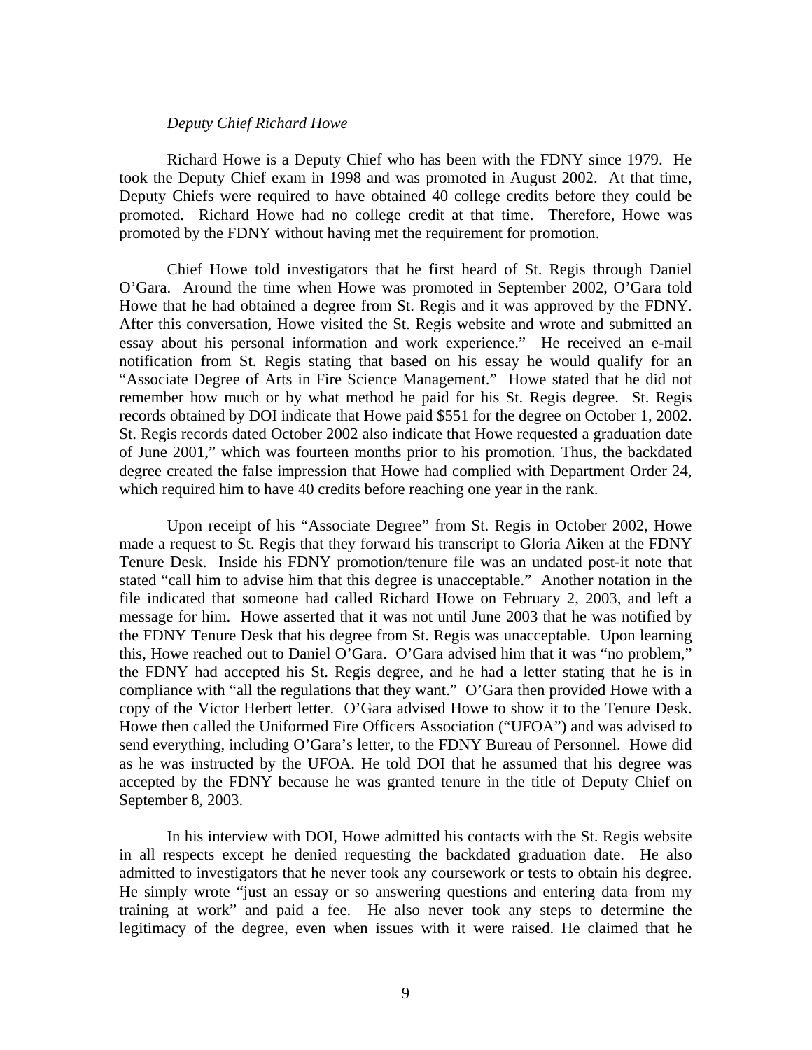*Deputy Chief Richard Howe*

Richard Howe is a Deputy Chief who has been with the FDNY since 1979. He took the Deputy Chief exam in 1998 and was promoted in August 2002. At that time, Deputy Chiefs were required to have obtained 40 college credits before they could be promoted. Richard Howe had no college credit at that time. Therefore, Howe was promoted by the FDNY without having met the requirement for promotion.

Chief Howe told investigators that he first heard of St. Regis through Daniel O'Gara. Around the time when Howe was promoted in September 2002, O'Gara told Howe that he had obtained a degree from St. Regis and it was approved by the FDNY. After this conversation, Howe visited the St. Regis website and wrote and submitted an essay about his personal information and work experience." He received an e-mail notification from St. Regis stating that based on his essay he would qualify for an "Associate Degree of Arts in Fire Science Management." Howe stated that he did not remember how much or by what method he paid for his St. Regis degree. St. Regis records obtained by DOI indicate that Howe paid $551 for the degree on October 1, 2002. St. Regis records dated October 2002 also indicate that Howe requested a graduation date of June 2001," which was fourteen months prior to his promotion. Thus, the backdated degree created the false impression that Howe had complied with Department Order 24, which required him to have 40 credits before reaching one year in the rank.

Upon receipt of his "Associate Degree" from St. Regis in October 2002, Howe made a request to St. Regis that they forward his transcript to Gloria Aiken at the FDNY Tenure Desk. Inside his FDNY promotion/tenure file was an undated post-it note that stated "call him to advise him that this degree is unacceptable." Another notation in the file indicated that someone had called Richard Howe on February 2, 2003, and left a message for him. Howe asserted that it was not until June 2003 that he was notified by the FDNY Tenure Desk that his degree from St. Regis was unacceptable. Upon learning this, Howe reached out to Daniel O'Gara. O'Gara advised him that it was "no problem," the FDNY had accepted his St. Regis degree, and he had a letter stating that he is in compliance with "all the regulations that they want." O'Gara then provided Howe with a copy of the Victor Herbert letter. O'Gara advised Howe to show it to the Tenure Desk. Howe then called the Uniformed Fire Officers Association ("UFOA") and was advised to send everything, including O'Gara's letter, to the FDNY Bureau of Personnel. Howe did as he was instructed by the UFOA. He told DOI that he assumed that his degree was accepted by the FDNY because he was granted tenure in the title of Deputy Chief on September 8, 2003.

In his interview with DOI, Howe admitted his contacts with the St. Regis website in all respects except he denied requesting the backdated graduation date. He also admitted to investigators that he never took any coursework or tests to obtain his degree. He simply wrote "just an essay or so answering questions and entering data from my training at work" and paid a fee. He also never took any steps to determine the legitimacy of the degree, even when issues with it were raised. He claimed that he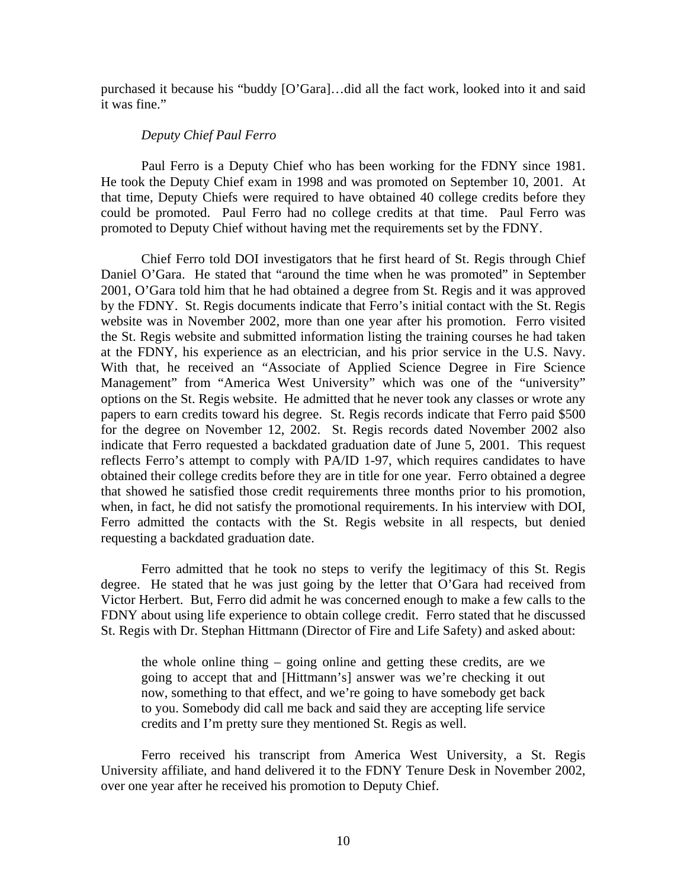purchased it because his "buddy [O'Gara]…did all the fact work, looked into it and said it was fine."

*Deputy Chief Paul Ferro*

Paul Ferro is a Deputy Chief who has been working for the FDNY since 1981. He took the Deputy Chief exam in 1998 and was promoted on September 10, 2001. At that time, Deputy Chiefs were required to have obtained 40 college credits before they could be promoted. Paul Ferro had no college credits at that time. Paul Ferro was promoted to Deputy Chief without having met the requirements set by the FDNY.

Chief Ferro told DOI investigators that he first heard of St. Regis through Chief Daniel O'Gara. He stated that "around the time when he was promoted" in September 2001, O'Gara told him that he had obtained a degree from St. Regis and it was approved by the FDNY. St. Regis documents indicate that Ferro's initial contact with the St. Regis website was in November 2002, more than one year after his promotion. Ferro visited the St. Regis website and submitted information listing the training courses he had taken at the FDNY, his experience as an electrician, and his prior service in the U.S. Navy. With that, he received an "Associate of Applied Science Degree in Fire Science Management" from "America West University" which was one of the "university" options on the St. Regis website. He admitted that he never took any classes or wrote any papers to earn credits toward his degree. St. Regis records indicate that Ferro paid $500 for the degree on November 12, 2002. St. Regis records dated November 2002 also indicate that Ferro requested a backdated graduation date of June 5, 2001. This request reflects Ferro's attempt to comply with PA/ID 1-97, which requires candidates to have obtained their college credits before they are in title for one year. Ferro obtained a degree that showed he satisfied those credit requirements three months prior to his promotion, when, in fact, he did not satisfy the promotional requirements. In his interview with DOI, Ferro admitted the contacts with the St. Regis website in all respects, but denied requesting a backdated graduation date.

Ferro admitted that he took no steps to verify the legitimacy of this St. Regis degree. He stated that he was just going by the letter that O'Gara had received from Victor Herbert. But, Ferro did admit he was concerned enough to make a few calls to the FDNY about using life experience to obtain college credit. Ferro stated that he discussed St. Regis with Dr. Stephan Hittmann (Director of Fire and Life Safety) and asked about:

> the whole online thing – going online and getting these credits, are we going to accept that and [Hittmann's] answer was we're checking it out now, something to that effect, and we're going to have somebody get back to you. Somebody did call me back and said they are accepting life service credits and I'm pretty sure they mentioned St. Regis as well.

Ferro received his transcript from America West University, a St. Regis University affiliate, and hand delivered it to the FDNY Tenure Desk in November 2002, over one year after he received his promotion to Deputy Chief.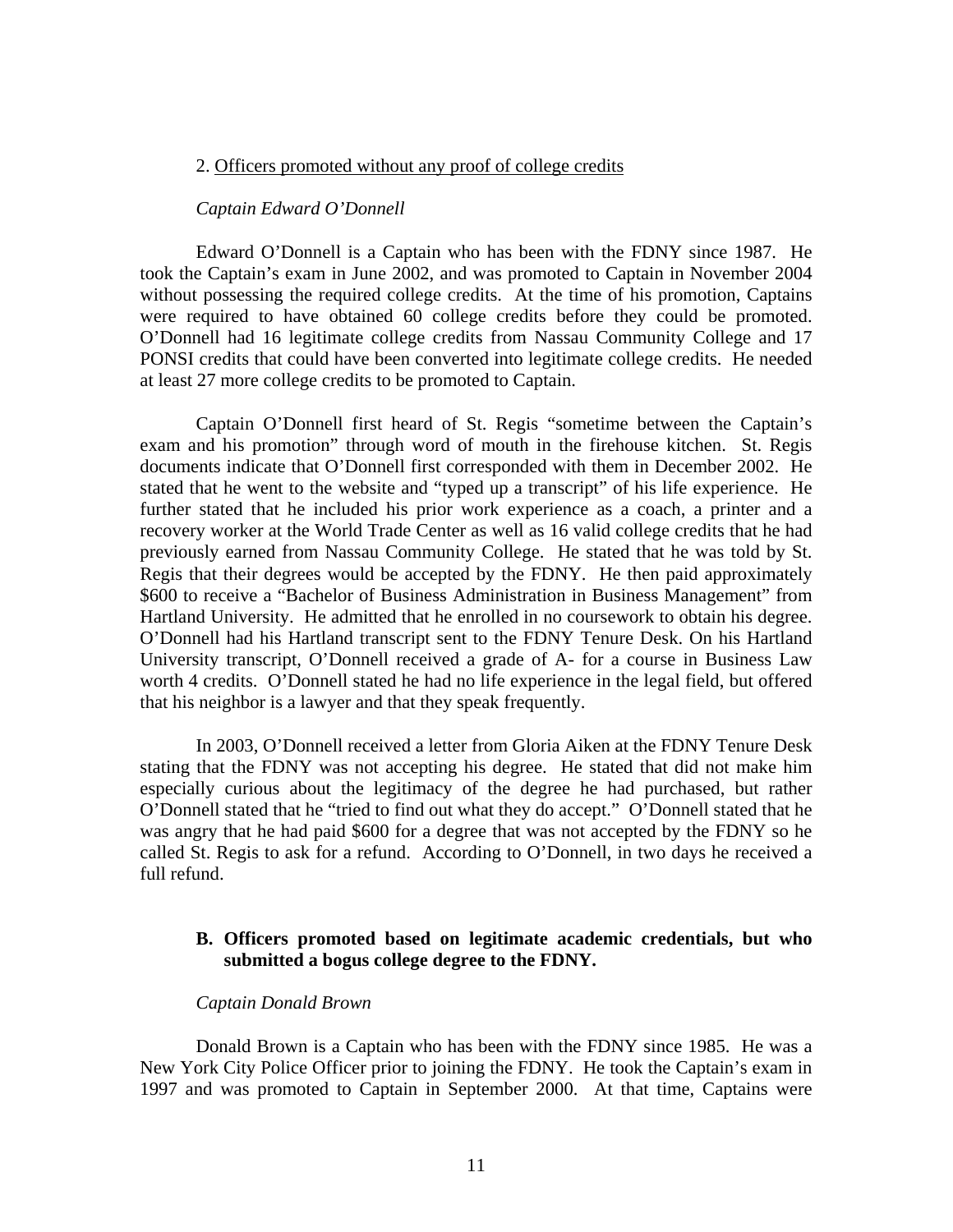2. Officers promoted without any proof of college credits

*Captain Edward O'Donnell*

Edward O'Donnell is a Captain who has been with the FDNY since 1987. He took the Captain's exam in June 2002, and was promoted to Captain in November 2004 without possessing the required college credits. At the time of his promotion, Captains were required to have obtained 60 college credits before they could be promoted. O'Donnell had 16 legitimate college credits from Nassau Community College and 17 PONSI credits that could have been converted into legitimate college credits. He needed at least 27 more college credits to be promoted to Captain.

Captain O'Donnell first heard of St. Regis "sometime between the Captain's exam and his promotion" through word of mouth in the firehouse kitchen. St. Regis documents indicate that O'Donnell first corresponded with them in December 2002. He stated that he went to the website and "typed up a transcript" of his life experience. He further stated that he included his prior work experience as a coach, a printer and a recovery worker at the World Trade Center as well as 16 valid college credits that he had previously earned from Nassau Community College. He stated that he was told by St. Regis that their degrees would be accepted by the FDNY. He then paid approximately $600 to receive a "Bachelor of Business Administration in Business Management" from Hartland University. He admitted that he enrolled in no coursework to obtain his degree. O'Donnell had his Hartland transcript sent to the FDNY Tenure Desk. On his Hartland University transcript, O'Donnell received a grade of A- for a course in Business Law worth 4 credits. O'Donnell stated he had no life experience in the legal field, but offered that his neighbor is a lawyer and that they speak frequently.

In 2003, O'Donnell received a letter from Gloria Aiken at the FDNY Tenure Desk stating that the FDNY was not accepting his degree. He stated that did not make him especially curious about the legitimacy of the degree he had purchased, but rather O'Donnell stated that he "tried to find out what they do accept." O'Donnell stated that he was angry that he had paid $600 for a degree that was not accepted by the FDNY so he called St. Regis to ask for a refund. According to O'Donnell, in two days he received a full refund.

**B. Officers promoted based on legitimate academic credentials, but who submitted a bogus college degree to the FDNY.**

*Captain Donald Brown*

Donald Brown is a Captain who has been with the FDNY since 1985. He was a New York City Police Officer prior to joining the FDNY. He took the Captain's exam in 1997 and was promoted to Captain in September 2000. At that time, Captains were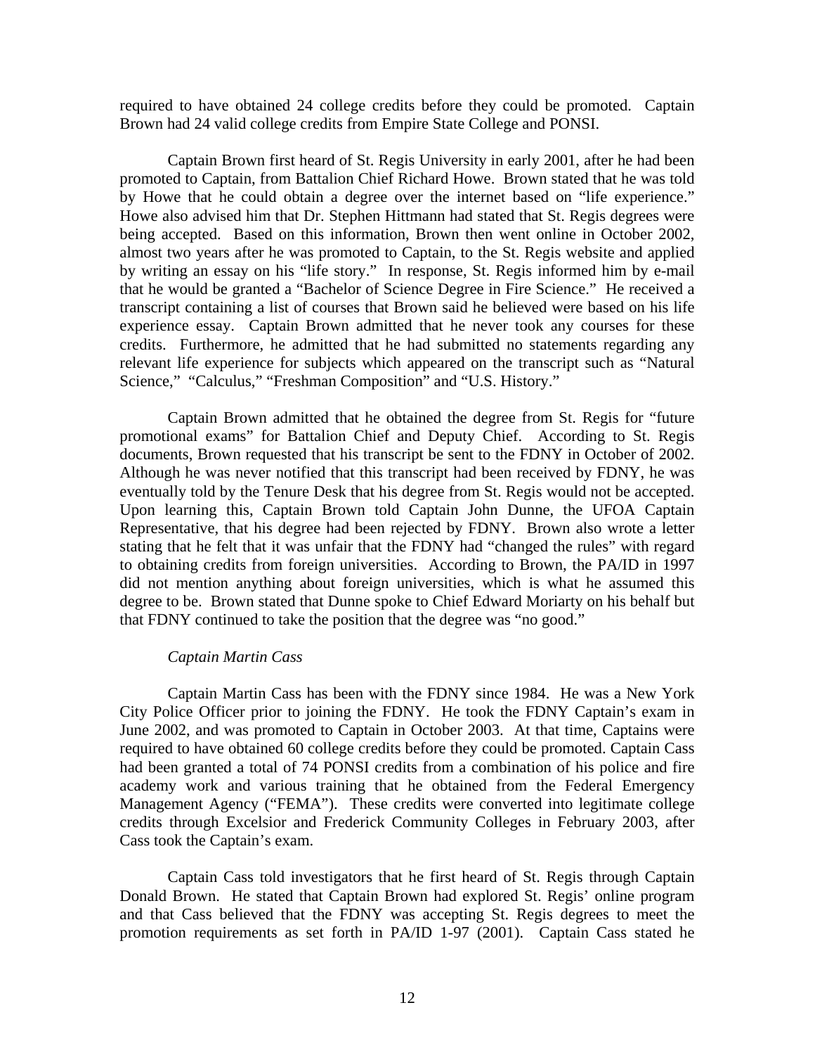required to have obtained 24 college credits before they could be promoted. Captain Brown had 24 valid college credits from Empire State College and PONSI.

Captain Brown first heard of St. Regis University in early 2001, after he had been promoted to Captain, from Battalion Chief Richard Howe. Brown stated that he was told by Howe that he could obtain a degree over the internet based on "life experience." Howe also advised him that Dr. Stephen Hittmann had stated that St. Regis degrees were being accepted. Based on this information, Brown then went online in October 2002, almost two years after he was promoted to Captain, to the St. Regis website and applied by writing an essay on his "life story." In response, St. Regis informed him by e-mail that he would be granted a "Bachelor of Science Degree in Fire Science." He received a transcript containing a list of courses that Brown said he believed were based on his life experience essay. Captain Brown admitted that he never took any courses for these credits. Furthermore, he admitted that he had submitted no statements regarding any relevant life experience for subjects which appeared on the transcript such as "Natural Science," "Calculus," "Freshman Composition" and "U.S. History."

Captain Brown admitted that he obtained the degree from St. Regis for "future promotional exams" for Battalion Chief and Deputy Chief. According to St. Regis documents, Brown requested that his transcript be sent to the FDNY in October of 2002. Although he was never notified that this transcript had been received by FDNY, he was eventually told by the Tenure Desk that his degree from St. Regis would not be accepted. Upon learning this, Captain Brown told Captain John Dunne, the UFOA Captain Representative, that his degree had been rejected by FDNY. Brown also wrote a letter stating that he felt that it was unfair that the FDNY had "changed the rules" with regard to obtaining credits from foreign universities. According to Brown, the PA/ID in 1997 did not mention anything about foreign universities, which is what he assumed this degree to be. Brown stated that Dunne spoke to Chief Edward Moriarty on his behalf but that FDNY continued to take the position that the degree was "no good."

*Captain Martin Cass*

Captain Martin Cass has been with the FDNY since 1984. He was a New York City Police Officer prior to joining the FDNY. He took the FDNY Captain's exam in June 2002, and was promoted to Captain in October 2003. At that time, Captains were required to have obtained 60 college credits before they could be promoted. Captain Cass had been granted a total of 74 PONSI credits from a combination of his police and fire academy work and various training that he obtained from the Federal Emergency Management Agency ("FEMA"). These credits were converted into legitimate college credits through Excelsior and Frederick Community Colleges in February 2003, after Cass took the Captain's exam.

Captain Cass told investigators that he first heard of St. Regis through Captain Donald Brown. He stated that Captain Brown had explored St. Regis' online program and that Cass believed that the FDNY was accepting St. Regis degrees to meet the promotion requirements as set forth in PA/ID 1-97 (2001). Captain Cass stated he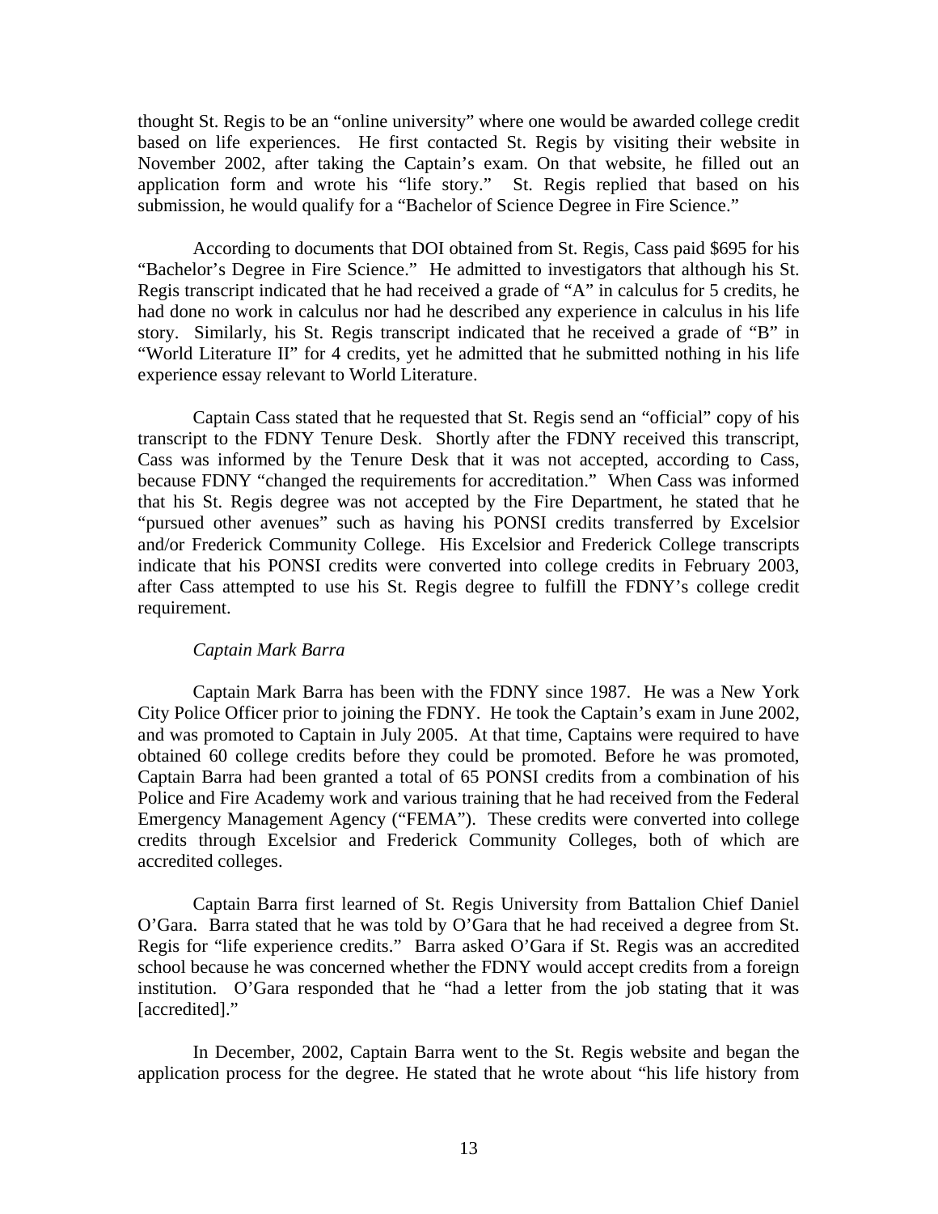thought St. Regis to be an "online university" where one would be awarded college credit based on life experiences. He first contacted St. Regis by visiting their website in November 2002, after taking the Captain's exam. On that website, he filled out an application form and wrote his "life story." St. Regis replied that based on his submission, he would qualify for a "Bachelor of Science Degree in Fire Science."

According to documents that DOI obtained from St. Regis, Cass paid $695 for his "Bachelor's Degree in Fire Science." He admitted to investigators that although his St. Regis transcript indicated that he had received a grade of "A" in calculus for 5 credits, he had done no work in calculus nor had he described any experience in calculus in his life story. Similarly, his St. Regis transcript indicated that he received a grade of "B" in "World Literature II" for 4 credits, yet he admitted that he submitted nothing in his life experience essay relevant to World Literature.

Captain Cass stated that he requested that St. Regis send an "official" copy of his transcript to the FDNY Tenure Desk. Shortly after the FDNY received this transcript, Cass was informed by the Tenure Desk that it was not accepted, according to Cass, because FDNY "changed the requirements for accreditation." When Cass was informed that his St. Regis degree was not accepted by the Fire Department, he stated that he "pursued other avenues" such as having his PONSI credits transferred by Excelsior and/or Frederick Community College. His Excelsior and Frederick College transcripts indicate that his PONSI credits were converted into college credits in February 2003, after Cass attempted to use his St. Regis degree to fulfill the FDNY's college credit requirement.

*Captain Mark Barra*

Captain Mark Barra has been with the FDNY since 1987. He was a New York City Police Officer prior to joining the FDNY. He took the Captain's exam in June 2002, and was promoted to Captain in July 2005. At that time, Captains were required to have obtained 60 college credits before they could be promoted. Before he was promoted, Captain Barra had been granted a total of 65 PONSI credits from a combination of his Police and Fire Academy work and various training that he had received from the Federal Emergency Management Agency ("FEMA"). These credits were converted into college credits through Excelsior and Frederick Community Colleges, both of which are accredited colleges.

Captain Barra first learned of St. Regis University from Battalion Chief Daniel O'Gara. Barra stated that he was told by O'Gara that he had received a degree from St. Regis for "life experience credits." Barra asked O'Gara if St. Regis was an accredited school because he was concerned whether the FDNY would accept credits from a foreign institution. O'Gara responded that he "had a letter from the job stating that it was [accredited]."

In December, 2002, Captain Barra went to the St. Regis website and began the application process for the degree. He stated that he wrote about "his life history from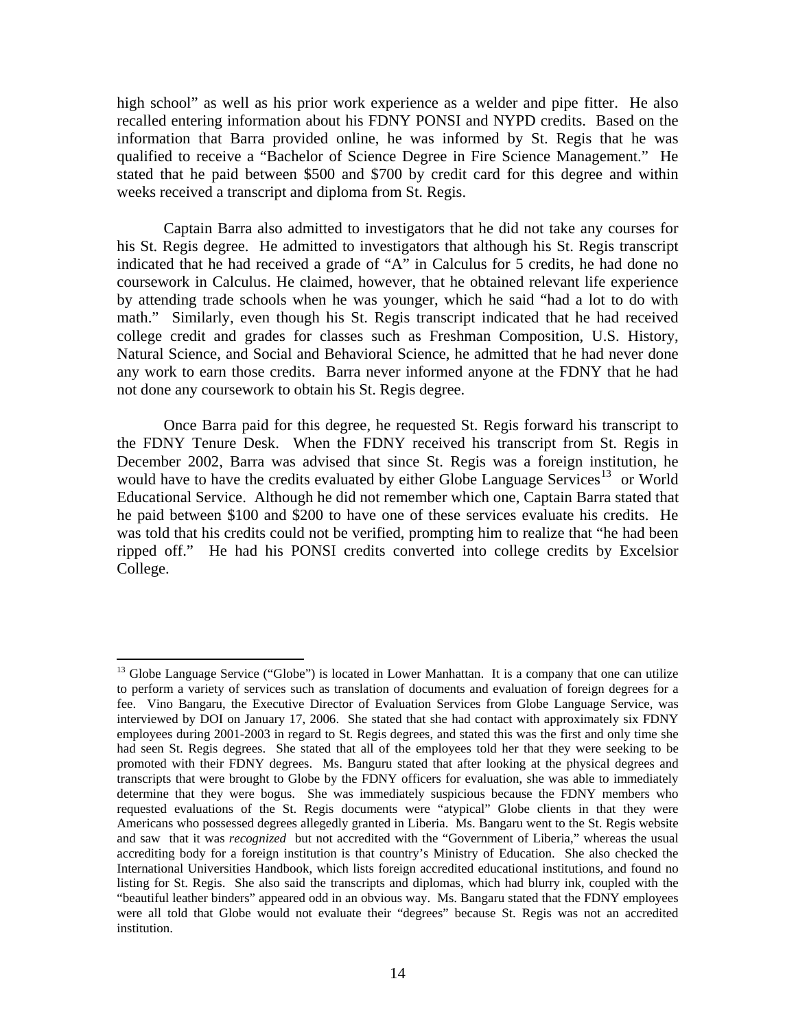high school" as well as his prior work experience as a welder and pipe fitter. He also recalled entering information about his FDNY PONSI and NYPD credits. Based on the information that Barra provided online, he was informed by St. Regis that he was qualified to receive a "Bachelor of Science Degree in Fire Science Management." He stated that he paid between $500 and $700 by credit card for this degree and within weeks received a transcript and diploma from St. Regis.

Captain Barra also admitted to investigators that he did not take any courses for his St. Regis degree. He admitted to investigators that although his St. Regis transcript indicated that he had received a grade of "A" in Calculus for 5 credits, he had done no coursework in Calculus. He claimed, however, that he obtained relevant life experience by attending trade schools when he was younger, which he said "had a lot to do with math." Similarly, even though his St. Regis transcript indicated that he had received college credit and grades for classes such as Freshman Composition, U.S. History, Natural Science, and Social and Behavioral Science, he admitted that he had never done any work to earn those credits. Barra never informed anyone at the FDNY that he had not done any coursework to obtain his St. Regis degree.

Once Barra paid for this degree, he requested St. Regis forward his transcript to the FDNY Tenure Desk. When the FDNY received his transcript from St. Regis in December 2002, Barra was advised that since St. Regis was a foreign institution, he would have to have the credits evaluated by either Globe Language Services[13] or World Educational Service. Although he did not remember which one, Captain Barra stated that he paid between $100 and $200 to have one of these services evaluate his credits. He was told that his credits could not be verified, prompting him to realize that "he had been ripped off." He had his PONSI credits converted into college credits by Excelsior College.

---

[13] Globe Language Service ("Globe") is located in Lower Manhattan. It is a company that one can utilize to perform a variety of services such as translation of documents and evaluation of foreign degrees for a fee. Vino Bangaru, the Executive Director of Evaluation Services from Globe Language Service, was interviewed by DOI on January 17, 2006. She stated that she had contact with approximately six FDNY employees during 2001-2003 in regard to St. Regis degrees, and stated this was the first and only time she had seen St. Regis degrees. She stated that all of the employees told her that they were seeking to be promoted with their FDNY degrees. Ms. Banguru stated that after looking at the physical degrees and transcripts that were brought to Globe by the FDNY officers for evaluation, she was able to immediately determine that they were bogus. She was immediately suspicious because the FDNY members who requested evaluations of the St. Regis documents were "atypical" Globe clients in that they were Americans who possessed degrees allegedly granted in Liberia. Ms. Bangaru went to the St. Regis website and saw that it was *recognized* but not accredited with the "Government of Liberia," whereas the usual accrediting body for a foreign institution is that country's Ministry of Education. She also checked the International Universities Handbook, which lists foreign accredited educational institutions, and found no listing for St. Regis. She also said the transcripts and diplomas, which had blurry ink, coupled with the "beautiful leather binders" appeared odd in an obvious way. Ms. Bangaru stated that the FDNY employees were all told that Globe would not evaluate their "degrees" because St. Regis was not an accredited institution.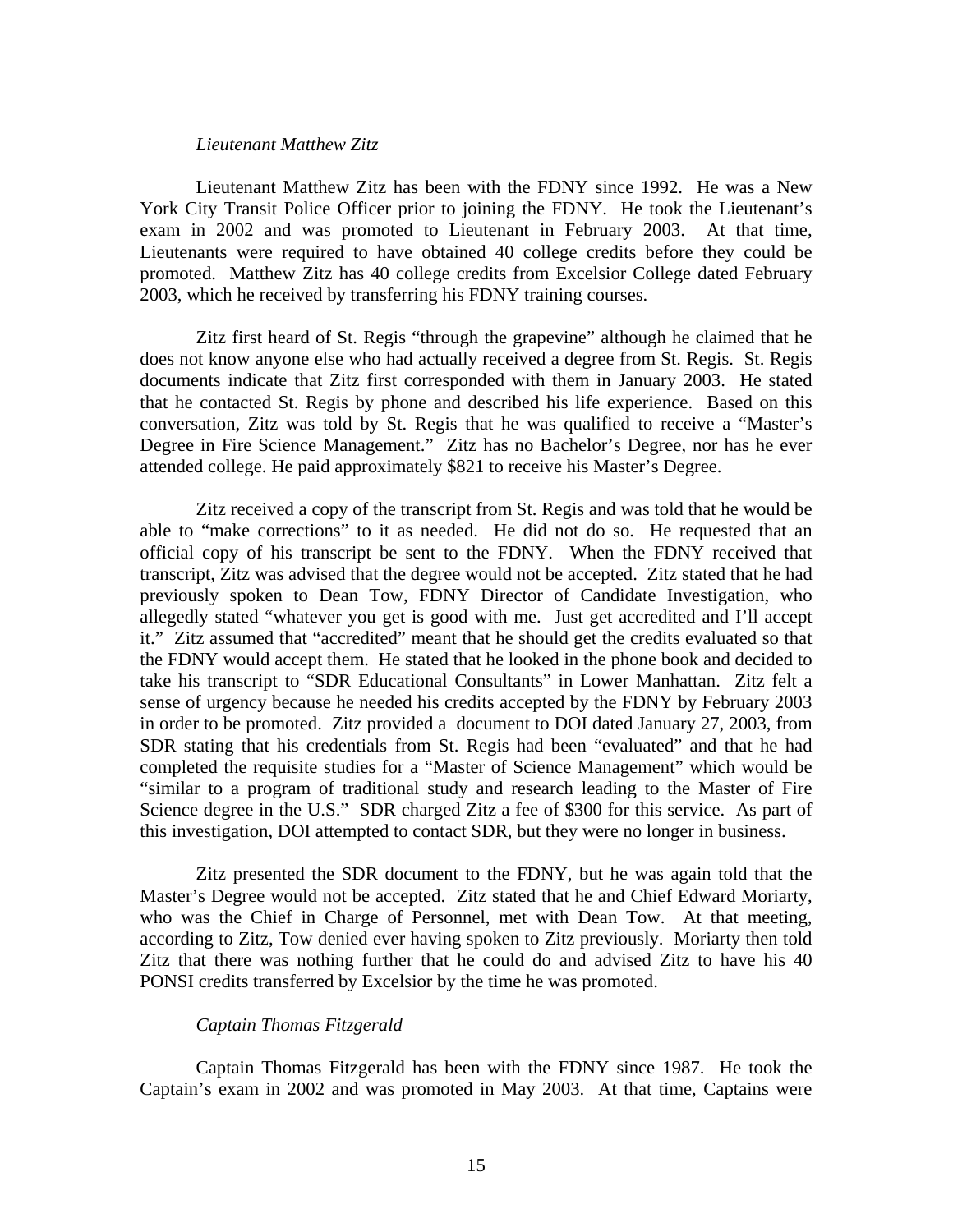*Lieutenant Matthew Zitz*

Lieutenant Matthew Zitz has been with the FDNY since 1992. He was a New York City Transit Police Officer prior to joining the FDNY. He took the Lieutenant's exam in 2002 and was promoted to Lieutenant in February 2003. At that time, Lieutenants were required to have obtained 40 college credits before they could be promoted. Matthew Zitz has 40 college credits from Excelsior College dated February 2003, which he received by transferring his FDNY training courses.

Zitz first heard of St. Regis "through the grapevine" although he claimed that he does not know anyone else who had actually received a degree from St. Regis. St. Regis documents indicate that Zitz first corresponded with them in January 2003. He stated that he contacted St. Regis by phone and described his life experience. Based on this conversation, Zitz was told by St. Regis that he was qualified to receive a "Master's Degree in Fire Science Management." Zitz has no Bachelor's Degree, nor has he ever attended college. He paid approximately $821 to receive his Master's Degree.

Zitz received a copy of the transcript from St. Regis and was told that he would be able to "make corrections" to it as needed. He did not do so. He requested that an official copy of his transcript be sent to the FDNY. When the FDNY received that transcript, Zitz was advised that the degree would not be accepted. Zitz stated that he had previously spoken to Dean Tow, FDNY Director of Candidate Investigation, who allegedly stated "whatever you get is good with me. Just get accredited and I'll accept it." Zitz assumed that "accredited" meant that he should get the credits evaluated so that the FDNY would accept them. He stated that he looked in the phone book and decided to take his transcript to "SDR Educational Consultants" in Lower Manhattan. Zitz felt a sense of urgency because he needed his credits accepted by the FDNY by February 2003 in order to be promoted. Zitz provided a document to DOI dated January 27, 2003, from SDR stating that his credentials from St. Regis had been "evaluated" and that he had completed the requisite studies for a "Master of Science Management" which would be "similar to a program of traditional study and research leading to the Master of Fire Science degree in the U.S." SDR charged Zitz a fee of $300 for this service. As part of this investigation, DOI attempted to contact SDR, but they were no longer in business.

Zitz presented the SDR document to the FDNY, but he was again told that the Master's Degree would not be accepted. Zitz stated that he and Chief Edward Moriarty, who was the Chief in Charge of Personnel, met with Dean Tow. At that meeting, according to Zitz, Tow denied ever having spoken to Zitz previously. Moriarty then told Zitz that there was nothing further that he could do and advised Zitz to have his 40 PONSI credits transferred by Excelsior by the time he was promoted.

*Captain Thomas Fitzgerald*

Captain Thomas Fitzgerald has been with the FDNY since 1987. He took the Captain's exam in 2002 and was promoted in May 2003. At that time, Captains were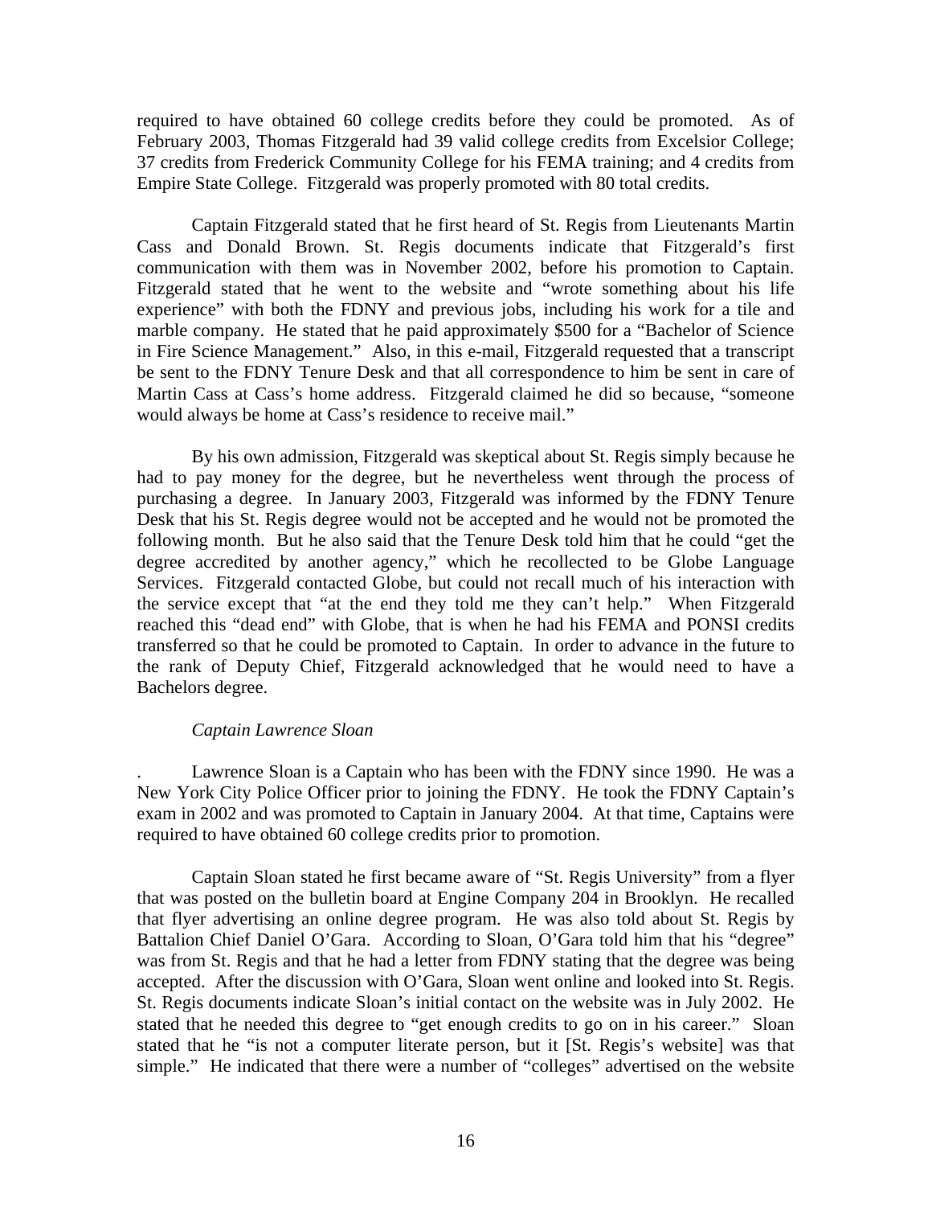required to have obtained 60 college credits before they could be promoted. As of February 2003, Thomas Fitzgerald had 39 valid college credits from Excelsior College; 37 credits from Frederick Community College for his FEMA training; and 4 credits from Empire State College. Fitzgerald was properly promoted with 80 total credits.

Captain Fitzgerald stated that he first heard of St. Regis from Lieutenants Martin Cass and Donald Brown. St. Regis documents indicate that Fitzgerald's first communication with them was in November 2002, before his promotion to Captain. Fitzgerald stated that he went to the website and "wrote something about his life experience" with both the FDNY and previous jobs, including his work for a tile and marble company. He stated that he paid approximately $500 for a "Bachelor of Science in Fire Science Management." Also, in this e-mail, Fitzgerald requested that a transcript be sent to the FDNY Tenure Desk and that all correspondence to him be sent in care of Martin Cass at Cass's home address. Fitzgerald claimed he did so because, "someone would always be home at Cass's residence to receive mail."

By his own admission, Fitzgerald was skeptical about St. Regis simply because he had to pay money for the degree, but he nevertheless went through the process of purchasing a degree. In January 2003, Fitzgerald was informed by the FDNY Tenure Desk that his St. Regis degree would not be accepted and he would not be promoted the following month. But he also said that the Tenure Desk told him that he could "get the degree accredited by another agency," which he recollected to be Globe Language Services. Fitzgerald contacted Globe, but could not recall much of his interaction with the service except that "at the end they told me they can't help." When Fitzgerald reached this "dead end" with Globe, that is when he had his FEMA and PONSI credits transferred so that he could be promoted to Captain. In order to advance in the future to the rank of Deputy Chief, Fitzgerald acknowledged that he would need to have a Bachelors degree.

*Captain Lawrence Sloan*

. Lawrence Sloan is a Captain who has been with the FDNY since 1990. He was a New York City Police Officer prior to joining the FDNY. He took the FDNY Captain's exam in 2002 and was promoted to Captain in January 2004. At that time, Captains were required to have obtained 60 college credits prior to promotion.

Captain Sloan stated he first became aware of "St. Regis University" from a flyer that was posted on the bulletin board at Engine Company 204 in Brooklyn. He recalled that flyer advertising an online degree program. He was also told about St. Regis by Battalion Chief Daniel O'Gara. According to Sloan, O'Gara told him that his "degree" was from St. Regis and that he had a letter from FDNY stating that the degree was being accepted. After the discussion with O'Gara, Sloan went online and looked into St. Regis. St. Regis documents indicate Sloan's initial contact on the website was in July 2002. He stated that he needed this degree to "get enough credits to go on in his career." Sloan stated that he "is not a computer literate person, but it [St. Regis's website] was that simple." He indicated that there were a number of "colleges" advertised on the website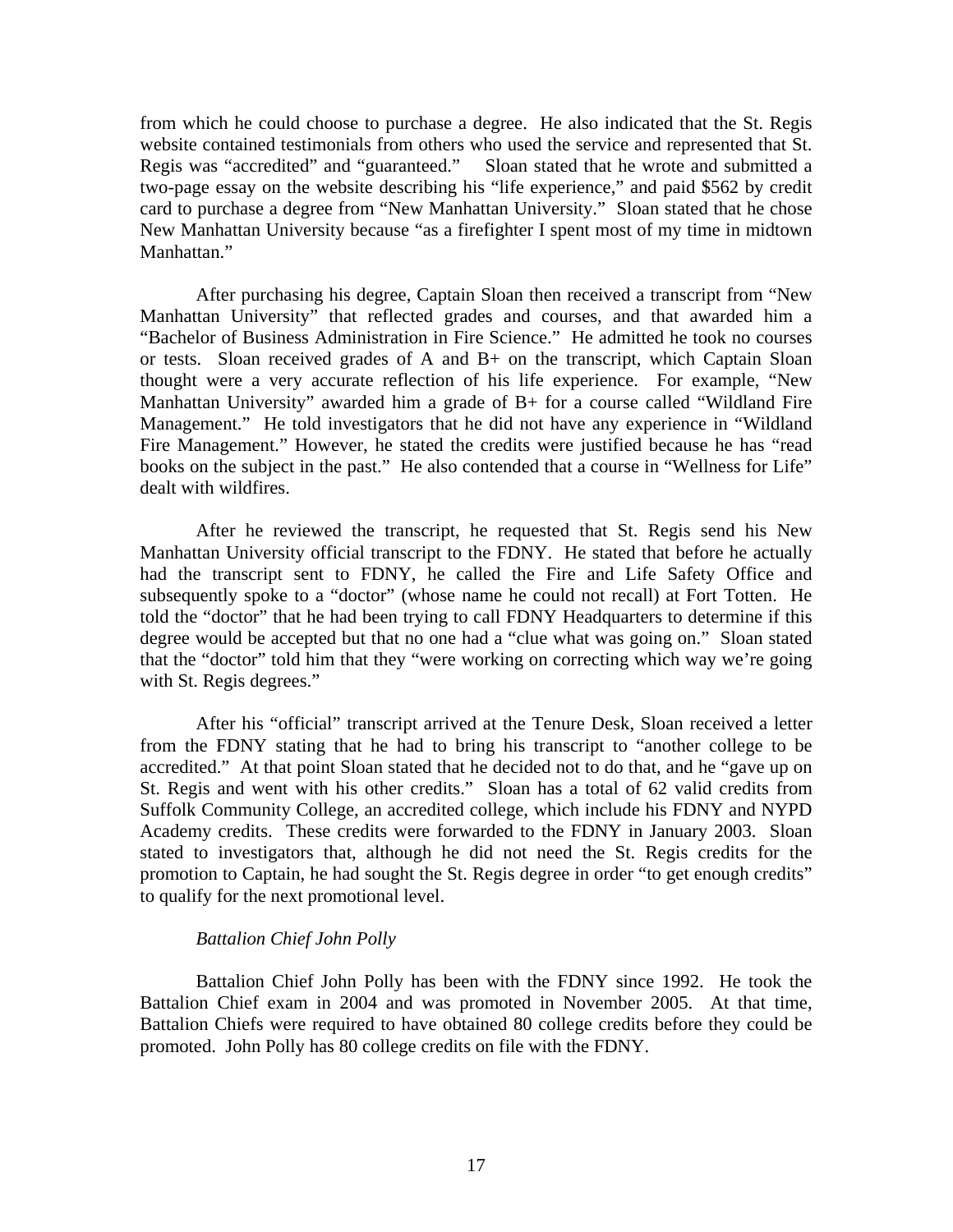from which he could choose to purchase a degree. He also indicated that the St. Regis website contained testimonials from others who used the service and represented that St. Regis was "accredited" and "guaranteed." Sloan stated that he wrote and submitted a two-page essay on the website describing his "life experience," and paid $562 by credit card to purchase a degree from "New Manhattan University." Sloan stated that he chose New Manhattan University because "as a firefighter I spent most of my time in midtown Manhattan."

After purchasing his degree, Captain Sloan then received a transcript from "New Manhattan University" that reflected grades and courses, and that awarded him a "Bachelor of Business Administration in Fire Science." He admitted he took no courses or tests. Sloan received grades of A and B+ on the transcript, which Captain Sloan thought were a very accurate reflection of his life experience. For example, "New Manhattan University" awarded him a grade of B+ for a course called "Wildland Fire Management." He told investigators that he did not have any experience in "Wildland Fire Management." However, he stated the credits were justified because he has "read books on the subject in the past." He also contended that a course in "Wellness for Life" dealt with wildfires.

After he reviewed the transcript, he requested that St. Regis send his New Manhattan University official transcript to the FDNY. He stated that before he actually had the transcript sent to FDNY, he called the Fire and Life Safety Office and subsequently spoke to a "doctor" (whose name he could not recall) at Fort Totten. He told the "doctor" that he had been trying to call FDNY Headquarters to determine if this degree would be accepted but that no one had a "clue what was going on." Sloan stated that the "doctor" told him that they "were working on correcting which way we're going with St. Regis degrees."

After his "official" transcript arrived at the Tenure Desk, Sloan received a letter from the FDNY stating that he had to bring his transcript to "another college to be accredited." At that point Sloan stated that he decided not to do that, and he "gave up on St. Regis and went with his other credits." Sloan has a total of 62 valid credits from Suffolk Community College, an accredited college, which include his FDNY and NYPD Academy credits. These credits were forwarded to the FDNY in January 2003. Sloan stated to investigators that, although he did not need the St. Regis credits for the promotion to Captain, he had sought the St. Regis degree in order "to get enough credits" to qualify for the next promotional level.

*Battalion Chief John Polly*

Battalion Chief John Polly has been with the FDNY since 1992. He took the Battalion Chief exam in 2004 and was promoted in November 2005. At that time, Battalion Chiefs were required to have obtained 80 college credits before they could be promoted. John Polly has 80 college credits on file with the FDNY.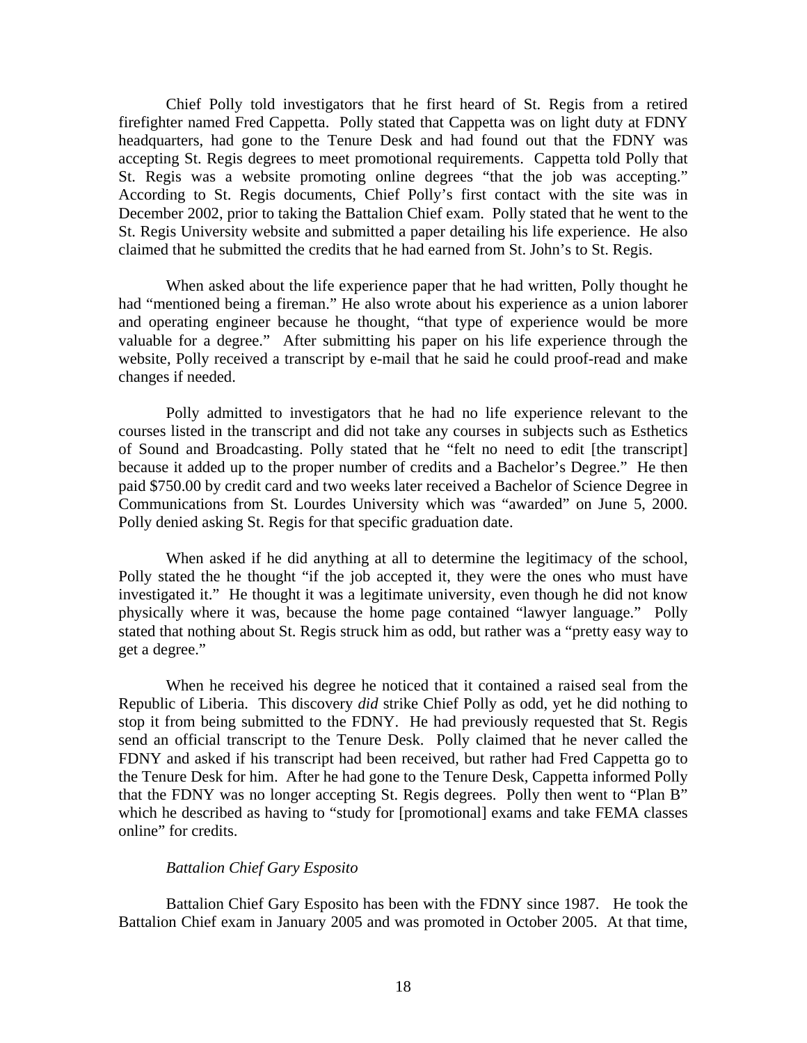Chief Polly told investigators that he first heard of St. Regis from a retired firefighter named Fred Cappetta. Polly stated that Cappetta was on light duty at FDNY headquarters, had gone to the Tenure Desk and had found out that the FDNY was accepting St. Regis degrees to meet promotional requirements. Cappetta told Polly that St. Regis was a website promoting online degrees "that the job was accepting." According to St. Regis documents, Chief Polly's first contact with the site was in December 2002, prior to taking the Battalion Chief exam. Polly stated that he went to the St. Regis University website and submitted a paper detailing his life experience. He also claimed that he submitted the credits that he had earned from St. John's to St. Regis.

When asked about the life experience paper that he had written, Polly thought he had "mentioned being a fireman." He also wrote about his experience as a union laborer and operating engineer because he thought, "that type of experience would be more valuable for a degree." After submitting his paper on his life experience through the website, Polly received a transcript by e-mail that he said he could proof-read and make changes if needed.

Polly admitted to investigators that he had no life experience relevant to the courses listed in the transcript and did not take any courses in subjects such as Esthetics of Sound and Broadcasting. Polly stated that he "felt no need to edit [the transcript] because it added up to the proper number of credits and a Bachelor's Degree." He then paid $750.00 by credit card and two weeks later received a Bachelor of Science Degree in Communications from St. Lourdes University which was "awarded" on June 5, 2000. Polly denied asking St. Regis for that specific graduation date.

When asked if he did anything at all to determine the legitimacy of the school, Polly stated the he thought "if the job accepted it, they were the ones who must have investigated it." He thought it was a legitimate university, even though he did not know physically where it was, because the home page contained "lawyer language." Polly stated that nothing about St. Regis struck him as odd, but rather was a "pretty easy way to get a degree."

When he received his degree he noticed that it contained a raised seal from the Republic of Liberia. This discovery *did* strike Chief Polly as odd, yet he did nothing to stop it from being submitted to the FDNY. He had previously requested that St. Regis send an official transcript to the Tenure Desk. Polly claimed that he never called the FDNY and asked if his transcript had been received, but rather had Fred Cappetta go to the Tenure Desk for him. After he had gone to the Tenure Desk, Cappetta informed Polly that the FDNY was no longer accepting St. Regis degrees. Polly then went to "Plan B" which he described as having to "study for [promotional] exams and take FEMA classes online" for credits.

*Battalion Chief Gary Esposito*

Battalion Chief Gary Esposito has been with the FDNY since 1987. He took the Battalion Chief exam in January 2005 and was promoted in October 2005. At that time,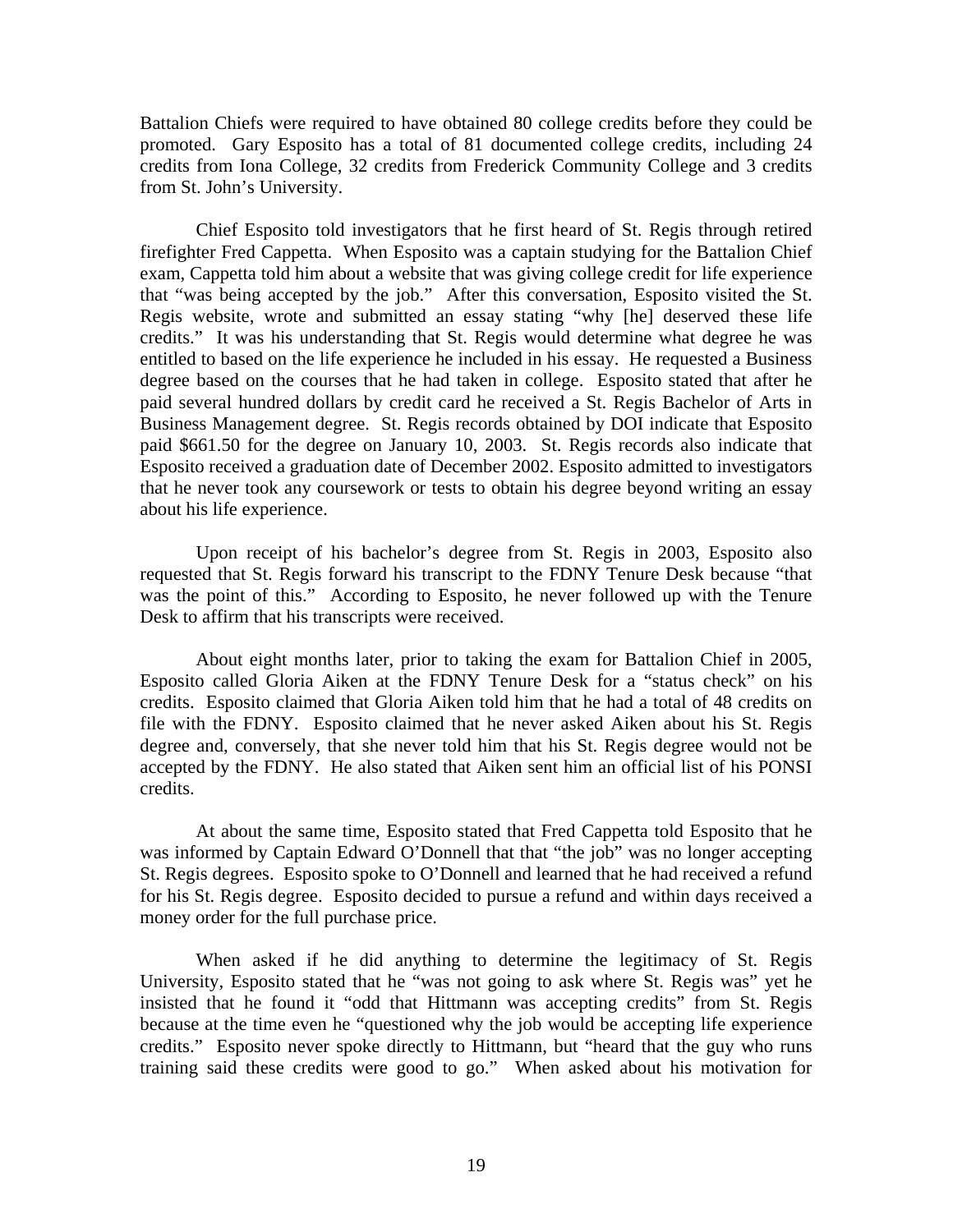Battalion Chiefs were required to have obtained 80 college credits before they could be promoted. Gary Esposito has a total of 81 documented college credits, including 24 credits from Iona College, 32 credits from Frederick Community College and 3 credits from St. John's University.

Chief Esposito told investigators that he first heard of St. Regis through retired firefighter Fred Cappetta. When Esposito was a captain studying for the Battalion Chief exam, Cappetta told him about a website that was giving college credit for life experience that "was being accepted by the job." After this conversation, Esposito visited the St. Regis website, wrote and submitted an essay stating "why [he] deserved these life credits." It was his understanding that St. Regis would determine what degree he was entitled to based on the life experience he included in his essay. He requested a Business degree based on the courses that he had taken in college. Esposito stated that after he paid several hundred dollars by credit card he received a St. Regis Bachelor of Arts in Business Management degree. St. Regis records obtained by DOI indicate that Esposito paid $661.50 for the degree on January 10, 2003. St. Regis records also indicate that Esposito received a graduation date of December 2002. Esposito admitted to investigators that he never took any coursework or tests to obtain his degree beyond writing an essay about his life experience.

Upon receipt of his bachelor's degree from St. Regis in 2003, Esposito also requested that St. Regis forward his transcript to the FDNY Tenure Desk because "that was the point of this." According to Esposito, he never followed up with the Tenure Desk to affirm that his transcripts were received.

About eight months later, prior to taking the exam for Battalion Chief in 2005, Esposito called Gloria Aiken at the FDNY Tenure Desk for a "status check" on his credits. Esposito claimed that Gloria Aiken told him that he had a total of 48 credits on file with the FDNY. Esposito claimed that he never asked Aiken about his St. Regis degree and, conversely, that she never told him that his St. Regis degree would not be accepted by the FDNY. He also stated that Aiken sent him an official list of his PONSI credits.

At about the same time, Esposito stated that Fred Cappetta told Esposito that he was informed by Captain Edward O'Donnell that that "the job" was no longer accepting St. Regis degrees. Esposito spoke to O'Donnell and learned that he had received a refund for his St. Regis degree. Esposito decided to pursue a refund and within days received a money order for the full purchase price.

When asked if he did anything to determine the legitimacy of St. Regis University, Esposito stated that he "was not going to ask where St. Regis was" yet he insisted that he found it "odd that Hittmann was accepting credits" from St. Regis because at the time even he "questioned why the job would be accepting life experience credits." Esposito never spoke directly to Hittmann, but "heard that the guy who runs training said these credits were good to go." When asked about his motivation for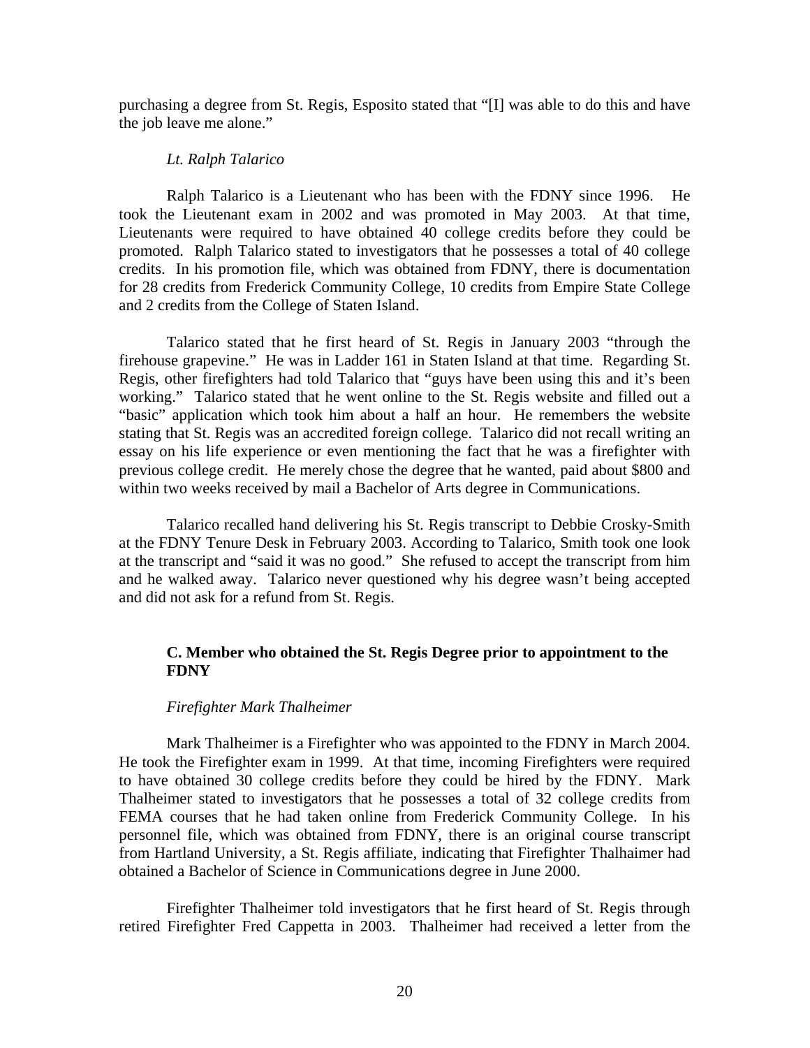purchasing a degree from St. Regis, Esposito stated that "[I] was able to do this and have the job leave me alone."

*Lt. Ralph Talarico*

Ralph Talarico is a Lieutenant who has been with the FDNY since 1996. He took the Lieutenant exam in 2002 and was promoted in May 2003. At that time, Lieutenants were required to have obtained 40 college credits before they could be promoted. Ralph Talarico stated to investigators that he possesses a total of 40 college credits. In his promotion file, which was obtained from FDNY, there is documentation for 28 credits from Frederick Community College, 10 credits from Empire State College and 2 credits from the College of Staten Island.

Talarico stated that he first heard of St. Regis in January 2003 "through the firehouse grapevine." He was in Ladder 161 in Staten Island at that time. Regarding St. Regis, other firefighters had told Talarico that "guys have been using this and it's been working." Talarico stated that he went online to the St. Regis website and filled out a "basic" application which took him about a half an hour. He remembers the website stating that St. Regis was an accredited foreign college. Talarico did not recall writing an essay on his life experience or even mentioning the fact that he was a firefighter with previous college credit. He merely chose the degree that he wanted, paid about $800 and within two weeks received by mail a Bachelor of Arts degree in Communications.

Talarico recalled hand delivering his St. Regis transcript to Debbie Crosky-Smith at the FDNY Tenure Desk in February 2003. According to Talarico, Smith took one look at the transcript and "said it was no good." She refused to accept the transcript from him and he walked away. Talarico never questioned why his degree wasn't being accepted and did not ask for a refund from St. Regis.

### C. Member who obtained the St. Regis Degree prior to appointment to the FDNY

*Firefighter Mark Thalheimer*

Mark Thalheimer is a Firefighter who was appointed to the FDNY in March 2004. He took the Firefighter exam in 1999. At that time, incoming Firefighters were required to have obtained 30 college credits before they could be hired by the FDNY. Mark Thalheimer stated to investigators that he possesses a total of 32 college credits from FEMA courses that he had taken online from Frederick Community College. In his personnel file, which was obtained from FDNY, there is an original course transcript from Hartland University, a St. Regis affiliate, indicating that Firefighter Thalhaimer had obtained a Bachelor of Science in Communications degree in June 2000.

Firefighter Thalheimer told investigators that he first heard of St. Regis through retired Firefighter Fred Cappetta in 2003. Thalheimer had received a letter from the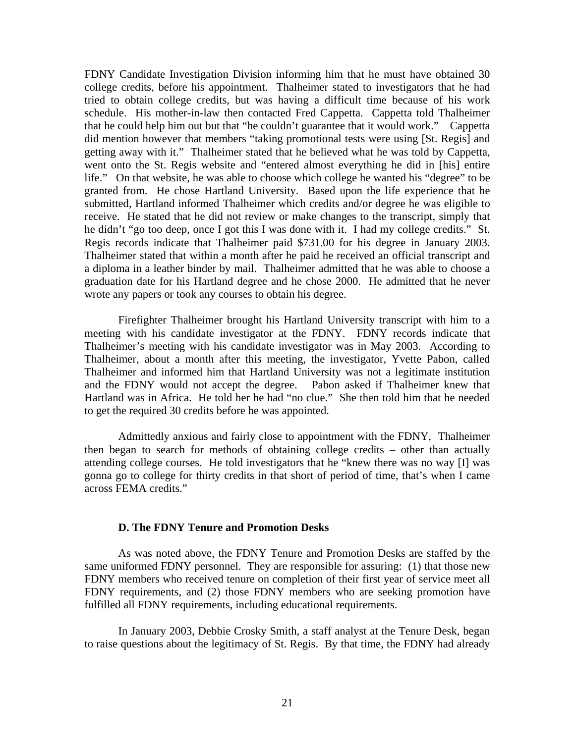FDNY Candidate Investigation Division informing him that he must have obtained 30 college credits, before his appointment. Thalheimer stated to investigators that he had tried to obtain college credits, but was having a difficult time because of his work schedule. His mother-in-law then contacted Fred Cappetta. Cappetta told Thalheimer that he could help him out but that "he couldn't guarantee that it would work." Cappetta did mention however that members "taking promotional tests were using [St. Regis] and getting away with it." Thalheimer stated that he believed what he was told by Cappetta, went onto the St. Regis website and "entered almost everything he did in [his] entire life." On that website, he was able to choose which college he wanted his "degree" to be granted from. He chose Hartland University. Based upon the life experience that he submitted, Hartland informed Thalheimer which credits and/or degree he was eligible to receive. He stated that he did not review or make changes to the transcript, simply that he didn't "go too deep, once I got this I was done with it. I had my college credits." St. Regis records indicate that Thalheimer paid $731.00 for his degree in January 2003. Thalheimer stated that within a month after he paid he received an official transcript and a diploma in a leather binder by mail. Thalheimer admitted that he was able to choose a graduation date for his Hartland degree and he chose 2000. He admitted that he never wrote any papers or took any courses to obtain his degree.

Firefighter Thalheimer brought his Hartland University transcript with him to a meeting with his candidate investigator at the FDNY. FDNY records indicate that Thalheimer's meeting with his candidate investigator was in May 2003. According to Thalheimer, about a month after this meeting, the investigator, Yvette Pabon, called Thalheimer and informed him that Hartland University was not a legitimate institution and the FDNY would not accept the degree. Pabon asked if Thalheimer knew that Hartland was in Africa. He told her he had "no clue." She then told him that he needed to get the required 30 credits before he was appointed.

Admittedly anxious and fairly close to appointment with the FDNY, Thalheimer then began to search for methods of obtaining college credits – other than actually attending college courses. He told investigators that he "knew there was no way [I] was gonna go to college for thirty credits in that short of period of time, that's when I came across FEMA credits."

### D. The FDNY Tenure and Promotion Desks

As was noted above, the FDNY Tenure and Promotion Desks are staffed by the same uniformed FDNY personnel. They are responsible for assuring: (1) that those new FDNY members who received tenure on completion of their first year of service meet all FDNY requirements, and (2) those FDNY members who are seeking promotion have fulfilled all FDNY requirements, including educational requirements.

In January 2003, Debbie Crosky Smith, a staff analyst at the Tenure Desk, began to raise questions about the legitimacy of St. Regis. By that time, the FDNY had already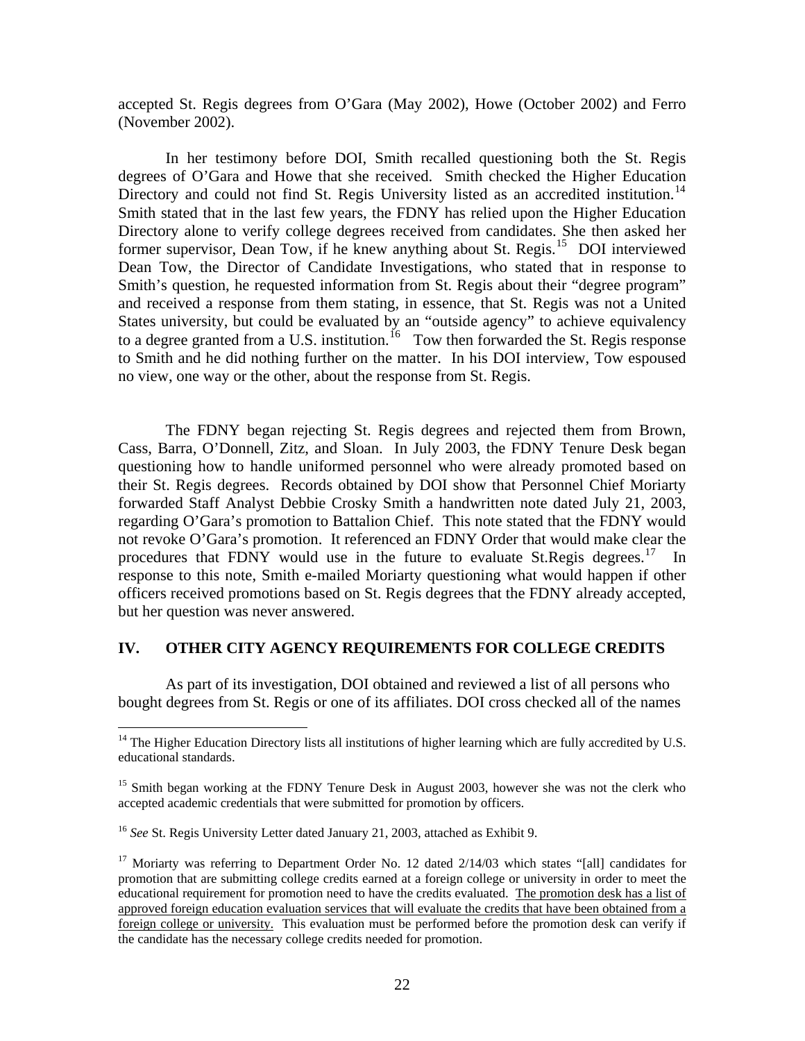accepted St. Regis degrees from O'Gara (May 2002), Howe (October 2002) and Ferro (November 2002).

In her testimony before DOI, Smith recalled questioning both the St. Regis degrees of O'Gara and Howe that she received. Smith checked the Higher Education Directory and could not find St. Regis University listed as an accredited institution.[14] Smith stated that in the last few years, the FDNY has relied upon the Higher Education Directory alone to verify college degrees received from candidates. She then asked her former supervisor, Dean Tow, if he knew anything about St. Regis.[15] DOI interviewed Dean Tow, the Director of Candidate Investigations, who stated that in response to Smith's question, he requested information from St. Regis about their "degree program" and received a response from them stating, in essence, that St. Regis was not a United States university, but could be evaluated by an "outside agency" to achieve equivalency to a degree granted from a U.S. institution.[16] Tow then forwarded the St. Regis response to Smith and he did nothing further on the matter. In his DOI interview, Tow espoused no view, one way or the other, about the response from St. Regis.

The FDNY began rejecting St. Regis degrees and rejected them from Brown, Cass, Barra, O'Donnell, Zitz, and Sloan. In July 2003, the FDNY Tenure Desk began questioning how to handle uniformed personnel who were already promoted based on their St. Regis degrees. Records obtained by DOI show that Personnel Chief Moriarty forwarded Staff Analyst Debbie Crosky Smith a handwritten note dated July 21, 2003, regarding O'Gara's promotion to Battalion Chief. This note stated that the FDNY would not revoke O'Gara's promotion. It referenced an FDNY Order that would make clear the procedures that FDNY would use in the future to evaluate St.Regis degrees.[17] In response to this note, Smith e-mailed Moriarty questioning what would happen if other officers received promotions based on St. Regis degrees that the FDNY already accepted, but her question was never answered.

## IV. OTHER CITY AGENCY REQUIREMENTS FOR COLLEGE CREDITS

As part of its investigation, DOI obtained and reviewed a list of all persons who bought degrees from St. Regis or one of its affiliates. DOI cross checked all of the names

---

[14] The Higher Education Directory lists all institutions of higher learning which are fully accredited by U.S. educational standards.

[15] Smith began working at the FDNY Tenure Desk in August 2003, however she was not the clerk who accepted academic credentials that were submitted for promotion by officers.

[16] *See* St. Regis University Letter dated January 21, 2003, attached as Exhibit 9.

[17] Moriarty was referring to Department Order No. 12 dated 2/14/03 which states "[all] candidates for promotion that are submitting college credits earned at a foreign college or university in order to meet the educational requirement for promotion need to have the credits evaluated. <u>The promotion desk has a list of approved foreign education evaluation services that will evaluate the credits that have been obtained from a foreign college or university.</u> This evaluation must be performed before the promotion desk can verify if the candidate has the necessary college credits needed for promotion.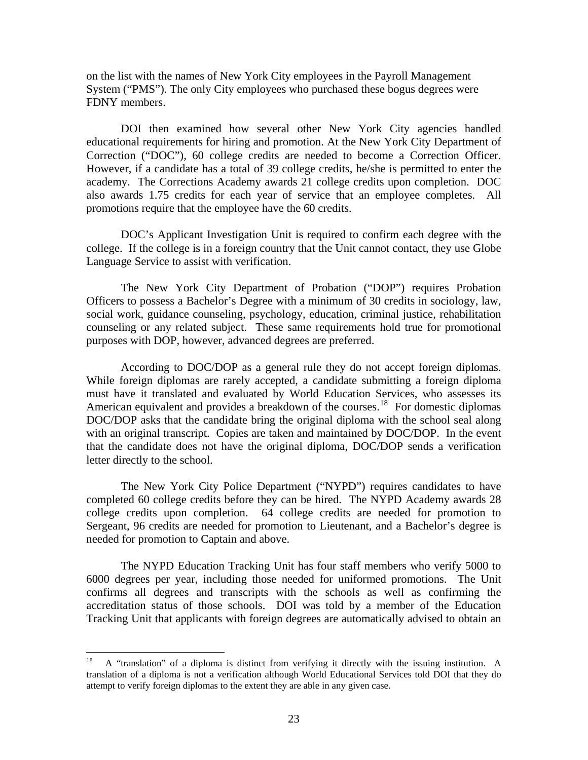on the list with the names of New York City employees in the Payroll Management System ("PMS"). The only City employees who purchased these bogus degrees were FDNY members.

DOI then examined how several other New York City agencies handled educational requirements for hiring and promotion. At the New York City Department of Correction ("DOC"), 60 college credits are needed to become a Correction Officer. However, if a candidate has a total of 39 college credits, he/she is permitted to enter the academy. The Corrections Academy awards 21 college credits upon completion. DOC also awards 1.75 credits for each year of service that an employee completes. All promotions require that the employee have the 60 credits.

DOC's Applicant Investigation Unit is required to confirm each degree with the college. If the college is in a foreign country that the Unit cannot contact, they use Globe Language Service to assist with verification.

The New York City Department of Probation ("DOP") requires Probation Officers to possess a Bachelor's Degree with a minimum of 30 credits in sociology, law, social work, guidance counseling, psychology, education, criminal justice, rehabilitation counseling or any related subject. These same requirements hold true for promotional purposes with DOP, however, advanced degrees are preferred.

According to DOC/DOP as a general rule they do not accept foreign diplomas. While foreign diplomas are rarely accepted, a candidate submitting a foreign diploma must have it translated and evaluated by World Education Services, who assesses its American equivalent and provides a breakdown of the courses.[18] For domestic diplomas DOC/DOP asks that the candidate bring the original diploma with the school seal along with an original transcript. Copies are taken and maintained by DOC/DOP. In the event that the candidate does not have the original diploma, DOC/DOP sends a verification letter directly to the school.

The New York City Police Department ("NYPD") requires candidates to have completed 60 college credits before they can be hired. The NYPD Academy awards 28 college credits upon completion. 64 college credits are needed for promotion to Sergeant, 96 credits are needed for promotion to Lieutenant, and a Bachelor's degree is needed for promotion to Captain and above.

The NYPD Education Tracking Unit has four staff members who verify 5000 to 6000 degrees per year, including those needed for uniformed promotions. The Unit confirms all degrees and transcripts with the schools as well as confirming the accreditation status of those schools. DOI was told by a member of the Education Tracking Unit that applicants with foreign degrees are automatically advised to obtain an

---

[18] A "translation" of a diploma is distinct from verifying it directly with the issuing institution. A translation of a diploma is not a verification although World Educational Services told DOI that they do attempt to verify foreign diplomas to the extent they are able in any given case.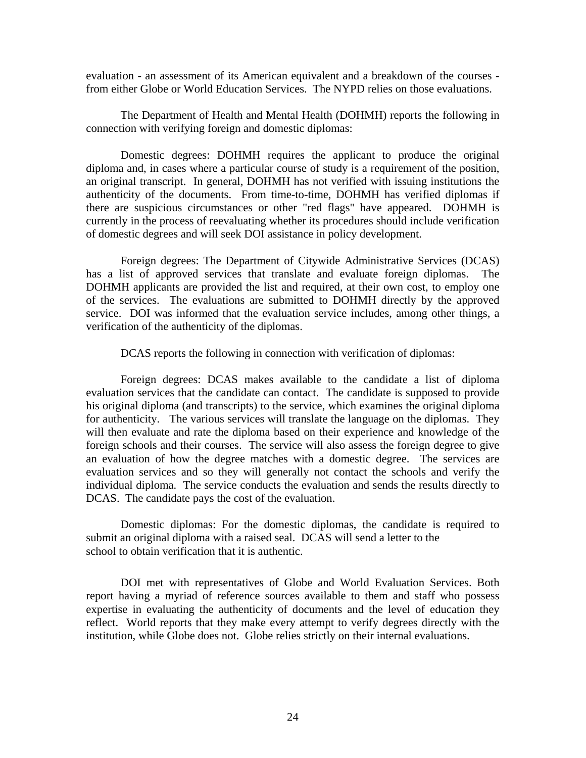evaluation - an assessment of its American equivalent and a breakdown of the courses - from either Globe or World Education Services. The NYPD relies on those evaluations.

The Department of Health and Mental Health (DOHMH) reports the following in connection with verifying foreign and domestic diplomas:

Domestic degrees: DOHMH requires the applicant to produce the original diploma and, in cases where a particular course of study is a requirement of the position, an original transcript. In general, DOHMH has not verified with issuing institutions the authenticity of the documents. From time-to-time, DOHMH has verified diplomas if there are suspicious circumstances or other "red flags" have appeared. DOHMH is currently in the process of reevaluating whether its procedures should include verification of domestic degrees and will seek DOI assistance in policy development.

Foreign degrees: The Department of Citywide Administrative Services (DCAS) has a list of approved services that translate and evaluate foreign diplomas. The DOHMH applicants are provided the list and required, at their own cost, to employ one of the services. The evaluations are submitted to DOHMH directly by the approved service. DOI was informed that the evaluation service includes, among other things, a verification of the authenticity of the diplomas.

DCAS reports the following in connection with verification of diplomas:

Foreign degrees: DCAS makes available to the candidate a list of diploma evaluation services that the candidate can contact. The candidate is supposed to provide his original diploma (and transcripts) to the service, which examines the original diploma for authenticity. The various services will translate the language on the diplomas. They will then evaluate and rate the diploma based on their experience and knowledge of the foreign schools and their courses. The service will also assess the foreign degree to give an evaluation of how the degree matches with a domestic degree. The services are evaluation services and so they will generally not contact the schools and verify the individual diploma. The service conducts the evaluation and sends the results directly to DCAS. The candidate pays the cost of the evaluation.

Domestic diplomas: For the domestic diplomas, the candidate is required to submit an original diploma with a raised seal. DCAS will send a letter to the school to obtain verification that it is authentic.

DOI met with representatives of Globe and World Evaluation Services. Both report having a myriad of reference sources available to them and staff who possess expertise in evaluating the authenticity of documents and the level of education they reflect. World reports that they make every attempt to verify degrees directly with the institution, while Globe does not. Globe relies strictly on their internal evaluations.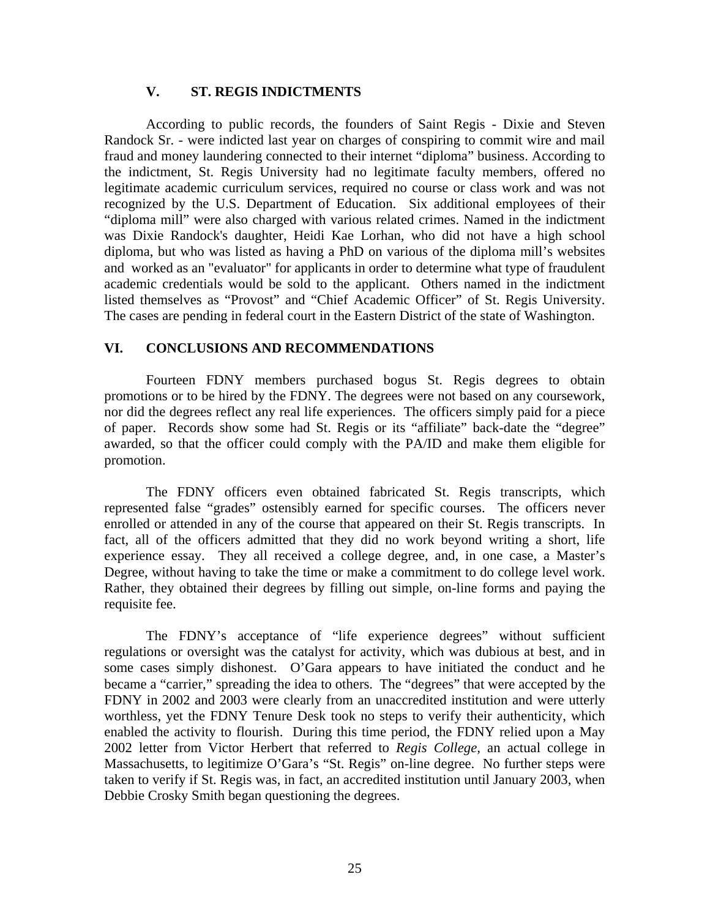## V. ST. REGIS INDICTMENTS

According to public records, the founders of Saint Regis - Dixie and Steven Randock Sr. - were indicted last year on charges of conspiring to commit wire and mail fraud and money laundering connected to their internet "diploma" business. According to the indictment, St. Regis University had no legitimate faculty members, offered no legitimate academic curriculum services, required no course or class work and was not recognized by the U.S. Department of Education. Six additional employees of their "diploma mill" were also charged with various related crimes. Named in the indictment was Dixie Randock's daughter, Heidi Kae Lorhan, who did not have a high school diploma, but who was listed as having a PhD on various of the diploma mill's websites and worked as an "evaluator" for applicants in order to determine what type of fraudulent academic credentials would be sold to the applicant. Others named in the indictment listed themselves as "Provost" and "Chief Academic Officer" of St. Regis University. The cases are pending in federal court in the Eastern District of the state of Washington.

## VI. CONCLUSIONS AND RECOMMENDATIONS

Fourteen FDNY members purchased bogus St. Regis degrees to obtain promotions or to be hired by the FDNY. The degrees were not based on any coursework, nor did the degrees reflect any real life experiences. The officers simply paid for a piece of paper. Records show some had St. Regis or its "affiliate" back-date the "degree" awarded, so that the officer could comply with the PA/ID and make them eligible for promotion.

The FDNY officers even obtained fabricated St. Regis transcripts, which represented false "grades" ostensibly earned for specific courses. The officers never enrolled or attended in any of the course that appeared on their St. Regis transcripts. In fact, all of the officers admitted that they did no work beyond writing a short, life experience essay. They all received a college degree, and, in one case, a Master's Degree, without having to take the time or make a commitment to do college level work. Rather, they obtained their degrees by filling out simple, on-line forms and paying the requisite fee.

The FDNY's acceptance of "life experience degrees" without sufficient regulations or oversight was the catalyst for activity, which was dubious at best, and in some cases simply dishonest. O'Gara appears to have initiated the conduct and he became a "carrier," spreading the idea to others. The "degrees" that were accepted by the FDNY in 2002 and 2003 were clearly from an unaccredited institution and were utterly worthless, yet the FDNY Tenure Desk took no steps to verify their authenticity, which enabled the activity to flourish. During this time period, the FDNY relied upon a May 2002 letter from Victor Herbert that referred to *Regis College*, an actual college in Massachusetts, to legitimize O'Gara's "St. Regis" on-line degree. No further steps were taken to verify if St. Regis was, in fact, an accredited institution until January 2003, when Debbie Crosky Smith began questioning the degrees.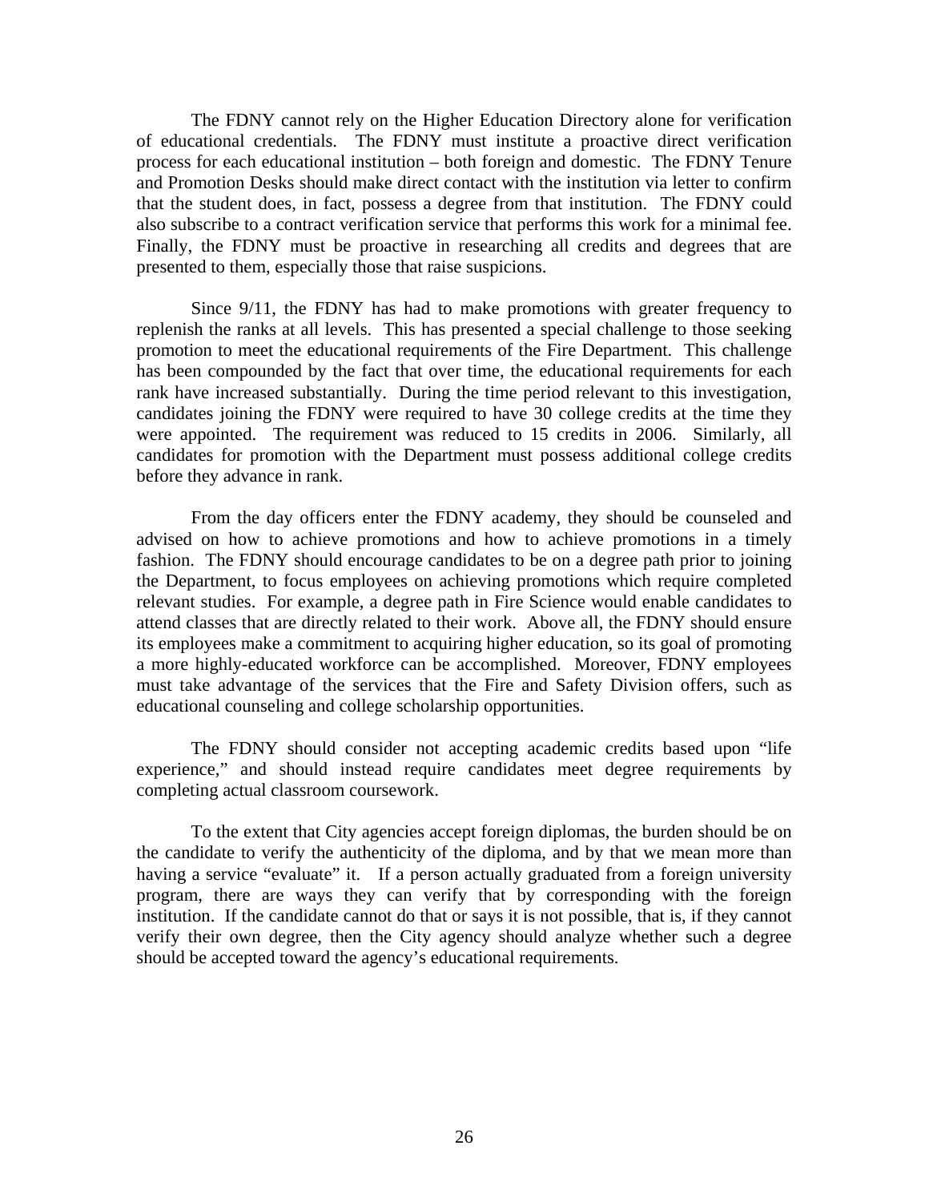The FDNY cannot rely on the Higher Education Directory alone for verification of educational credentials. The FDNY must institute a proactive direct verification process for each educational institution – both foreign and domestic. The FDNY Tenure and Promotion Desks should make direct contact with the institution via letter to confirm that the student does, in fact, possess a degree from that institution. The FDNY could also subscribe to a contract verification service that performs this work for a minimal fee. Finally, the FDNY must be proactive in researching all credits and degrees that are presented to them, especially those that raise suspicions.

Since 9/11, the FDNY has had to make promotions with greater frequency to replenish the ranks at all levels. This has presented a special challenge to those seeking promotion to meet the educational requirements of the Fire Department. This challenge has been compounded by the fact that over time, the educational requirements for each rank have increased substantially. During the time period relevant to this investigation, candidates joining the FDNY were required to have 30 college credits at the time they were appointed. The requirement was reduced to 15 credits in 2006. Similarly, all candidates for promotion with the Department must possess additional college credits before they advance in rank.

From the day officers enter the FDNY academy, they should be counseled and advised on how to achieve promotions and how to achieve promotions in a timely fashion. The FDNY should encourage candidates to be on a degree path prior to joining the Department, to focus employees on achieving promotions which require completed relevant studies. For example, a degree path in Fire Science would enable candidates to attend classes that are directly related to their work. Above all, the FDNY should ensure its employees make a commitment to acquiring higher education, so its goal of promoting a more highly-educated workforce can be accomplished. Moreover, FDNY employees must take advantage of the services that the Fire and Safety Division offers, such as educational counseling and college scholarship opportunities.

The FDNY should consider not accepting academic credits based upon "life experience," and should instead require candidates meet degree requirements by completing actual classroom coursework.

To the extent that City agencies accept foreign diplomas, the burden should be on the candidate to verify the authenticity of the diploma, and by that we mean more than having a service "evaluate" it. If a person actually graduated from a foreign university program, there are ways they can verify that by corresponding with the foreign institution. If the candidate cannot do that or says it is not possible, that is, if they cannot verify their own degree, then the City agency should analyze whether such a degree should be accepted toward the agency's educational requirements.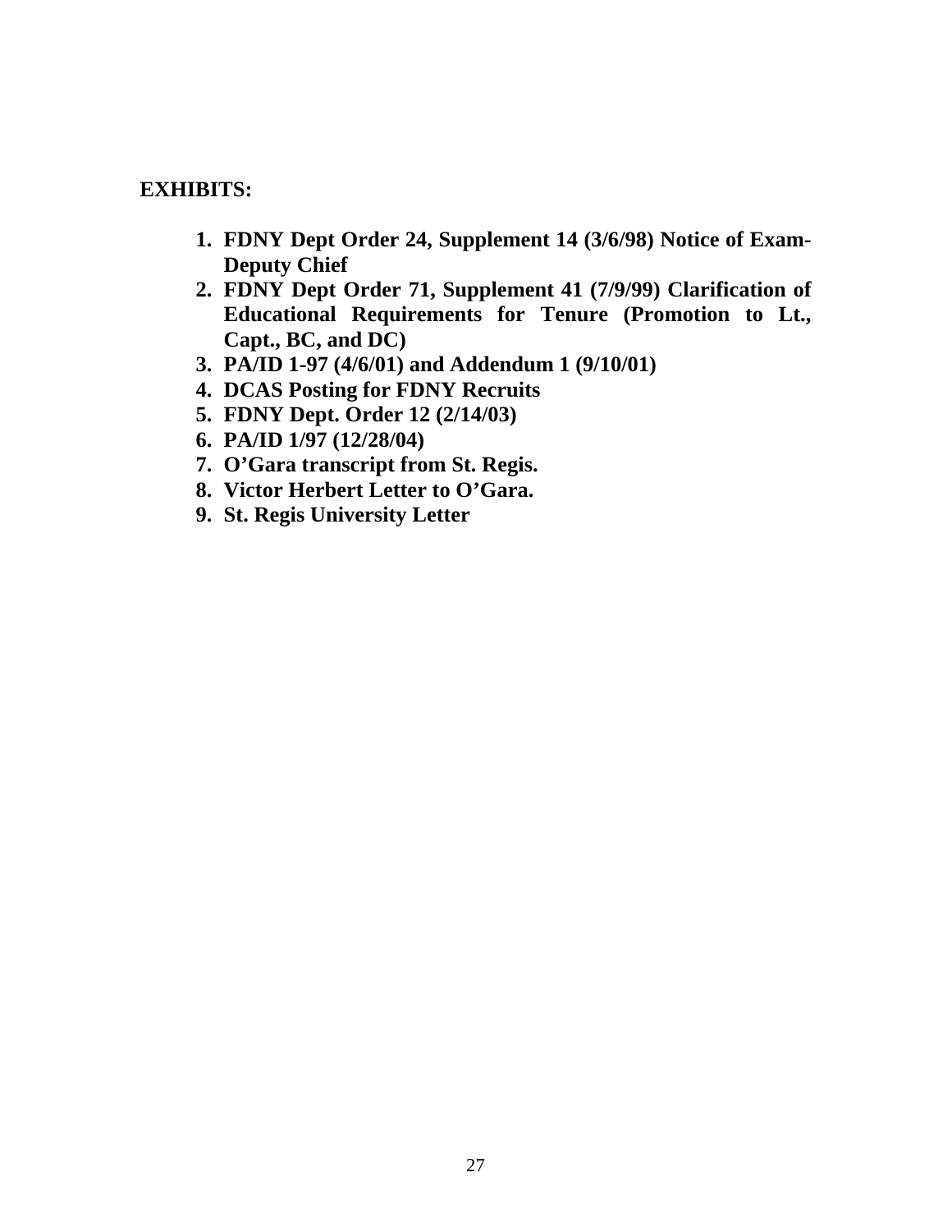**EXHIBITS:**

1. **FDNY Dept Order 24, Supplement 14 (3/6/98) Notice of Exam-Deputy Chief**
2. **FDNY Dept Order 71, Supplement 41 (7/9/99) Clarification of Educational Requirements for Tenure (Promotion to Lt., Capt., BC, and DC)**
3. **PA/ID 1-97 (4/6/01) and Addendum 1 (9/10/01)**
4. **DCAS Posting for FDNY Recruits**
5. **FDNY Dept. Order 12 (2/14/03)**
6. **PA/ID 1/97 (12/28/04)**
7. **O'Gara transcript from St. Regis.**
8. **Victor Herbert Letter to O'Gara.**
9. **St. Regis University Letter**